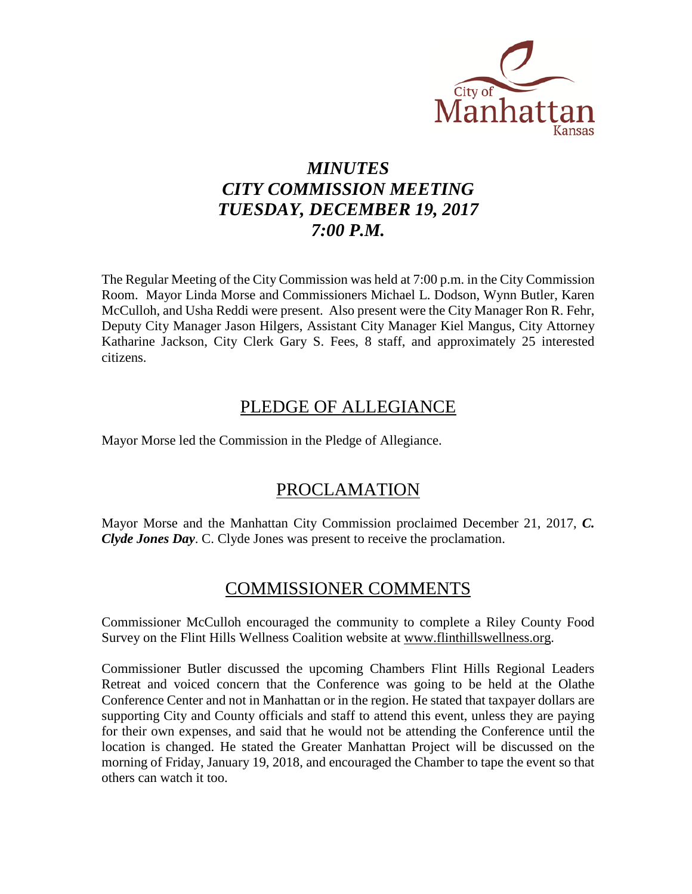# *MINUTES*
# *CITY COMMISSION MEETING*
# *TUESDAY, DECEMBER 19, 2017*
# *7:00 P.M.*

The Regular Meeting of the City Commission was held at 7:00 p.m. in the City Commission Room. Mayor Linda Morse and Commissioners Michael L. Dodson, Wynn Butler, Karen McCulloh, and Usha Reddi were present. Also present were the City Manager Ron R. Fehr, Deputy City Manager Jason Hilgers, Assistant City Manager Kiel Mangus, City Attorney Katharine Jackson, City Clerk Gary S. Fees, 8 staff, and approximately 25 interested citizens.

## PLEDGE OF ALLEGIANCE

Mayor Morse led the Commission in the Pledge of Allegiance.

## PROCLAMATION

Mayor Morse and the Manhattan City Commission proclaimed December 21, 2017, ***C. Clyde Jones Day***. C. Clyde Jones was present to receive the proclamation.

## COMMISSIONER COMMENTS

Commissioner McCulloh encouraged the community to complete a Riley County Food Survey on the Flint Hills Wellness Coalition website at www.flinthillswellness.org.

Commissioner Butler discussed the upcoming Chambers Flint Hills Regional Leaders Retreat and voiced concern that the Conference was going to be held at the Olathe Conference Center and not in Manhattan or in the region. He stated that taxpayer dollars are supporting City and County officials and staff to attend this event, unless they are paying for their own expenses, and said that he would not be attending the Conference until the location is changed. He stated the Greater Manhattan Project will be discussed on the morning of Friday, January 19, 2018, and encouraged the Chamber to tape the event so that others can watch it too.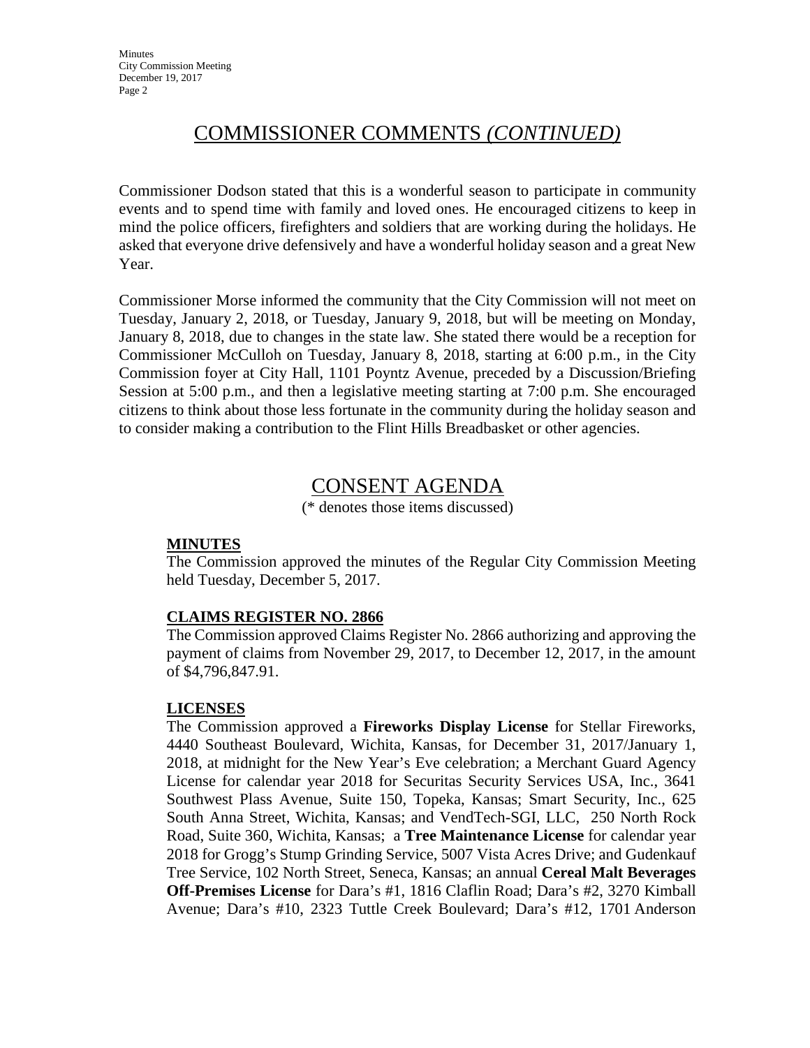## COMMISSIONER COMMENTS *(CONTINUED)*

Commissioner Dodson stated that this is a wonderful season to participate in community events and to spend time with family and loved ones. He encouraged citizens to keep in mind the police officers, firefighters and soldiers that are working during the holidays. He asked that everyone drive defensively and have a wonderful holiday season and a great New Year.

Commissioner Morse informed the community that the City Commission will not meet on Tuesday, January 2, 2018, or Tuesday, January 9, 2018, but will be meeting on Monday, January 8, 2018, due to changes in the state law. She stated there would be a reception for Commissioner McCulloh on Tuesday, January 8, 2018, starting at 6:00 p.m., in the City Commission foyer at City Hall, 1101 Poyntz Avenue, preceded by a Discussion/Briefing Session at 5:00 p.m., and then a legislative meeting starting at 7:00 p.m. She encouraged citizens to think about those less fortunate in the community during the holiday season and to consider making a contribution to the Flint Hills Breadbasket or other agencies.

## CONSENT AGENDA

(* denotes those items discussed)

**MINUTES**

The Commission approved the minutes of the Regular City Commission Meeting held Tuesday, December 5, 2017.

**CLAIMS REGISTER NO. 2866**

The Commission approved Claims Register No. 2866 authorizing and approving the payment of claims from November 29, 2017, to December 12, 2017, in the amount of $4,796,847.91.

**LICENSES**

The Commission approved a **Fireworks Display License** for Stellar Fireworks, 4440 Southeast Boulevard, Wichita, Kansas, for December 31, 2017/January 1, 2018, at midnight for the New Year's Eve celebration; a Merchant Guard Agency License for calendar year 2018 for Securitas Security Services USA, Inc., 3641 Southwest Plass Avenue, Suite 150, Topeka, Kansas; Smart Security, Inc., 625 South Anna Street, Wichita, Kansas; and VendTech-SGI, LLC, 250 North Rock Road, Suite 360, Wichita, Kansas; a **Tree Maintenance License** for calendar year 2018 for Grogg's Stump Grinding Service, 5007 Vista Acres Drive; and Gudenkauf Tree Service, 102 North Street, Seneca, Kansas; an annual **Cereal Malt Beverages Off-Premises License** for Dara's #1, 1816 Claflin Road; Dara's #2, 3270 Kimball Avenue; Dara's #10, 2323 Tuttle Creek Boulevard; Dara's #12, 1701 Anderson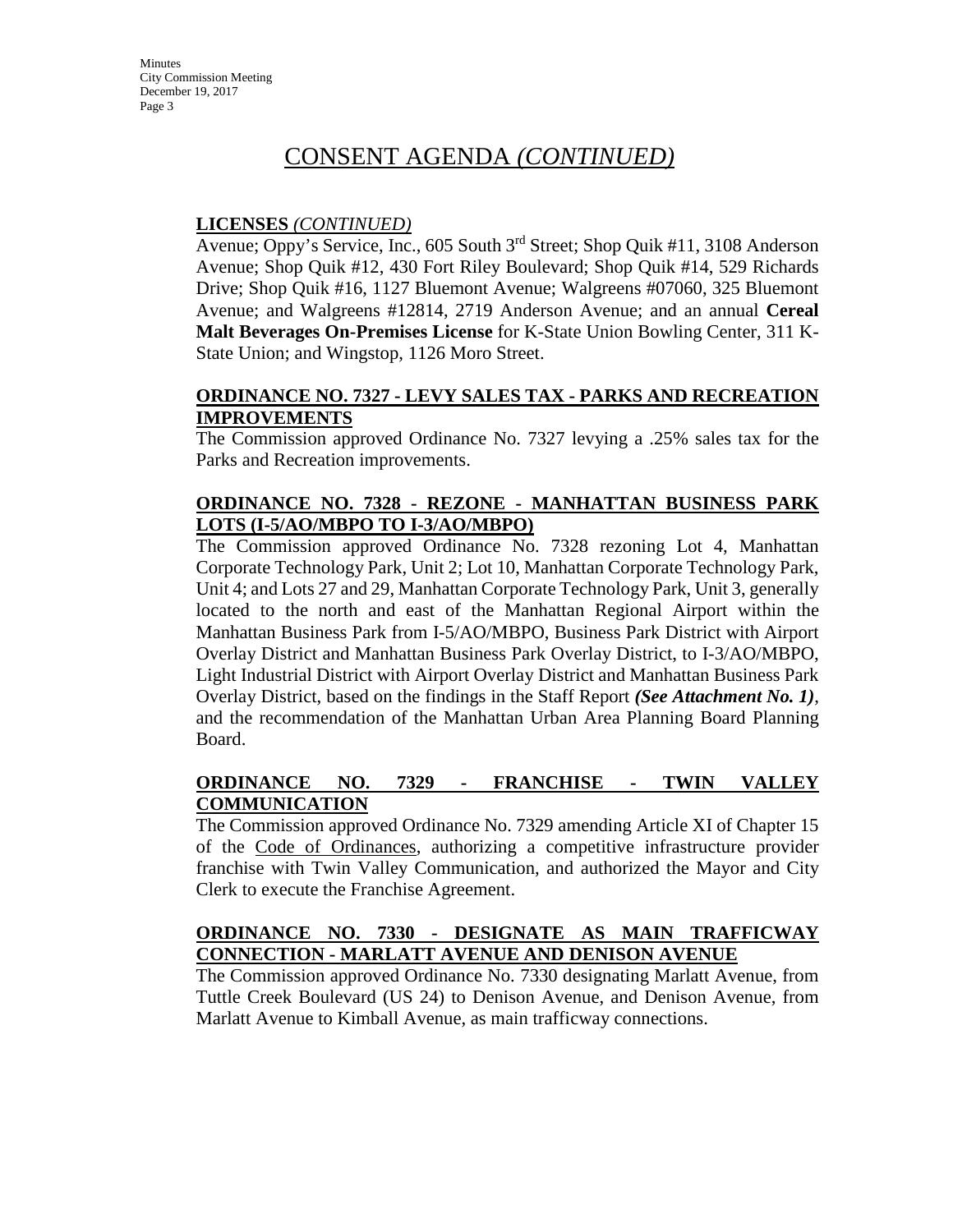# CONSENT AGENDA *(CONTINUED)*

**LICENSES** *(CONTINUED)*

Avenue; Oppy's Service, Inc., 605 South 3rd Street; Shop Quik #11, 3108 Anderson Avenue; Shop Quik #12, 430 Fort Riley Boulevard; Shop Quik #14, 529 Richards Drive; Shop Quik #16, 1127 Bluemont Avenue; Walgreens #07060, 325 Bluemont Avenue; and Walgreens #12814, 2719 Anderson Avenue; and an annual **Cereal Malt Beverages On-Premises License** for K-State Union Bowling Center, 311 K-State Union; and Wingstop, 1126 Moro Street.

**ORDINANCE NO. 7327 - LEVY SALES TAX - PARKS AND RECREATION IMPROVEMENTS**

The Commission approved Ordinance No. 7327 levying a .25% sales tax for the Parks and Recreation improvements.

**ORDINANCE NO. 7328 - REZONE - MANHATTAN BUSINESS PARK LOTS (I-5/AO/MBPO TO I-3/AO/MBPO)**

The Commission approved Ordinance No. 7328 rezoning Lot 4, Manhattan Corporate Technology Park, Unit 2; Lot 10, Manhattan Corporate Technology Park, Unit 4; and Lots 27 and 29, Manhattan Corporate Technology Park, Unit 3, generally located to the north and east of the Manhattan Regional Airport within the Manhattan Business Park from I-5/AO/MBPO, Business Park District with Airport Overlay District and Manhattan Business Park Overlay District, to I-3/AO/MBPO, Light Industrial District with Airport Overlay District and Manhattan Business Park Overlay District, based on the findings in the Staff Report ***(See Attachment No. 1)***, and the recommendation of the Manhattan Urban Area Planning Board Planning Board.

**ORDINANCE NO. 7329 - FRANCHISE - TWIN VALLEY COMMUNICATION**

The Commission approved Ordinance No. 7329 amending Article XI of Chapter 15 of the Code of Ordinances, authorizing a competitive infrastructure provider franchise with Twin Valley Communication, and authorized the Mayor and City Clerk to execute the Franchise Agreement.

**ORDINANCE NO. 7330 - DESIGNATE AS MAIN TRAFFICWAY CONNECTION - MARLATT AVENUE AND DENISON AVENUE**

The Commission approved Ordinance No. 7330 designating Marlatt Avenue, from Tuttle Creek Boulevard (US 24) to Denison Avenue, and Denison Avenue, from Marlatt Avenue to Kimball Avenue, as main trafficway connections.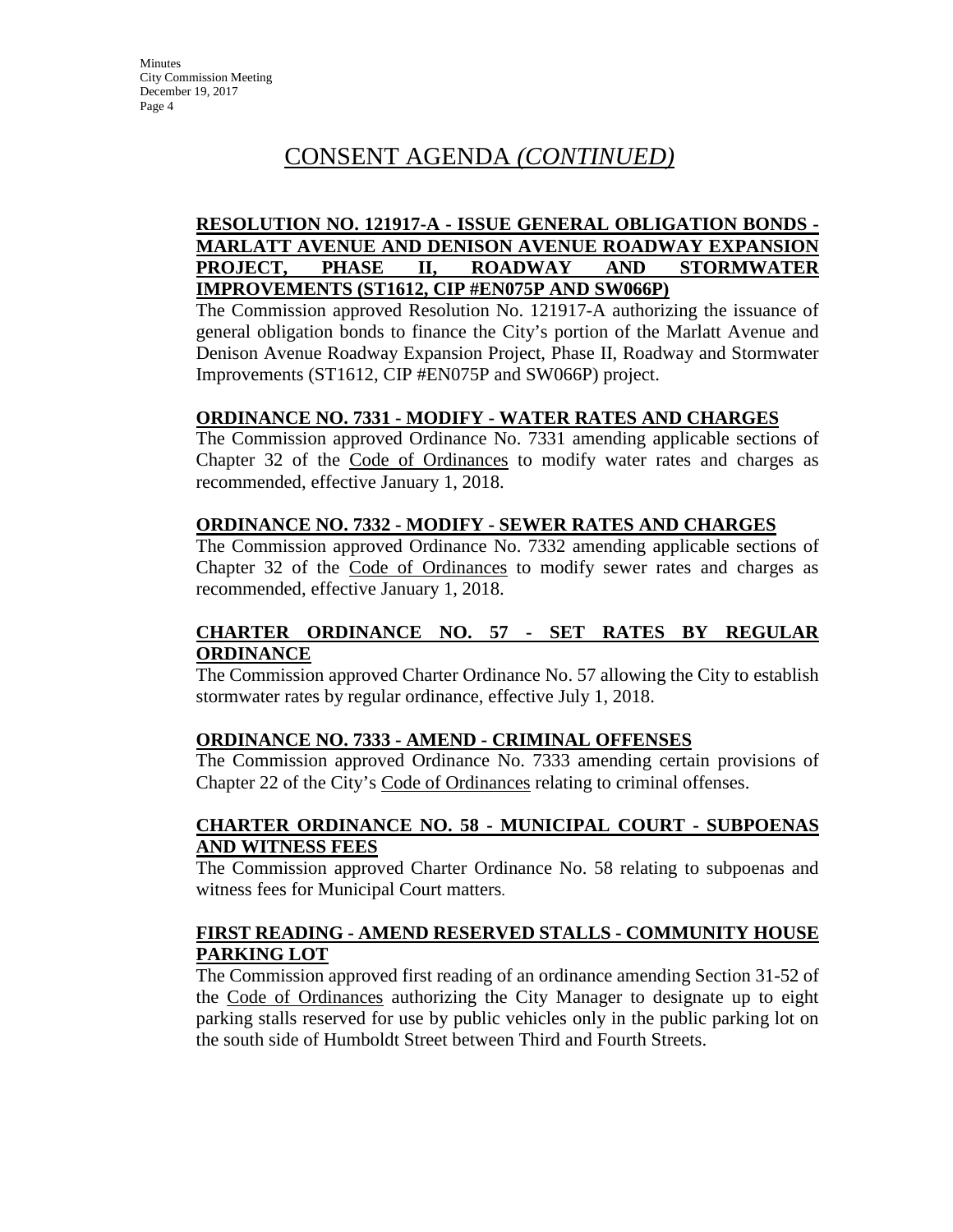# CONSENT AGENDA *(CONTINUED)*

**RESOLUTION NO. 121917-A - ISSUE GENERAL OBLIGATION BONDS - MARLATT AVENUE AND DENISON AVENUE ROADWAY EXPANSION PROJECT, PHASE II, ROADWAY AND STORMWATER IMPROVEMENTS (ST1612, CIP #EN075P AND SW066P)**

The Commission approved Resolution No. 121917-A authorizing the issuance of general obligation bonds to finance the City's portion of the Marlatt Avenue and Denison Avenue Roadway Expansion Project, Phase II, Roadway and Stormwater Improvements (ST1612, CIP #EN075P and SW066P) project.

**ORDINANCE NO. 7331 - MODIFY - WATER RATES AND CHARGES**

The Commission approved Ordinance No. 7331 amending applicable sections of Chapter 32 of the Code of Ordinances to modify water rates and charges as recommended, effective January 1, 2018.

**ORDINANCE NO. 7332 - MODIFY - SEWER RATES AND CHARGES**

The Commission approved Ordinance No. 7332 amending applicable sections of Chapter 32 of the Code of Ordinances to modify sewer rates and charges as recommended, effective January 1, 2018.

**CHARTER ORDINANCE NO. 57 - SET RATES BY REGULAR ORDINANCE**

The Commission approved Charter Ordinance No. 57 allowing the City to establish stormwater rates by regular ordinance, effective July 1, 2018.

**ORDINANCE NO. 7333 - AMEND - CRIMINAL OFFENSES**

The Commission approved Ordinance No. 7333 amending certain provisions of Chapter 22 of the City's Code of Ordinances relating to criminal offenses.

**CHARTER ORDINANCE NO. 58 - MUNICIPAL COURT - SUBPOENAS AND WITNESS FEES**

The Commission approved Charter Ordinance No. 58 relating to subpoenas and witness fees for Municipal Court matters.

**FIRST READING - AMEND RESERVED STALLS - COMMUNITY HOUSE PARKING LOT**

The Commission approved first reading of an ordinance amending Section 31-52 of the Code of Ordinances authorizing the City Manager to designate up to eight parking stalls reserved for use by public vehicles only in the public parking lot on the south side of Humboldt Street between Third and Fourth Streets.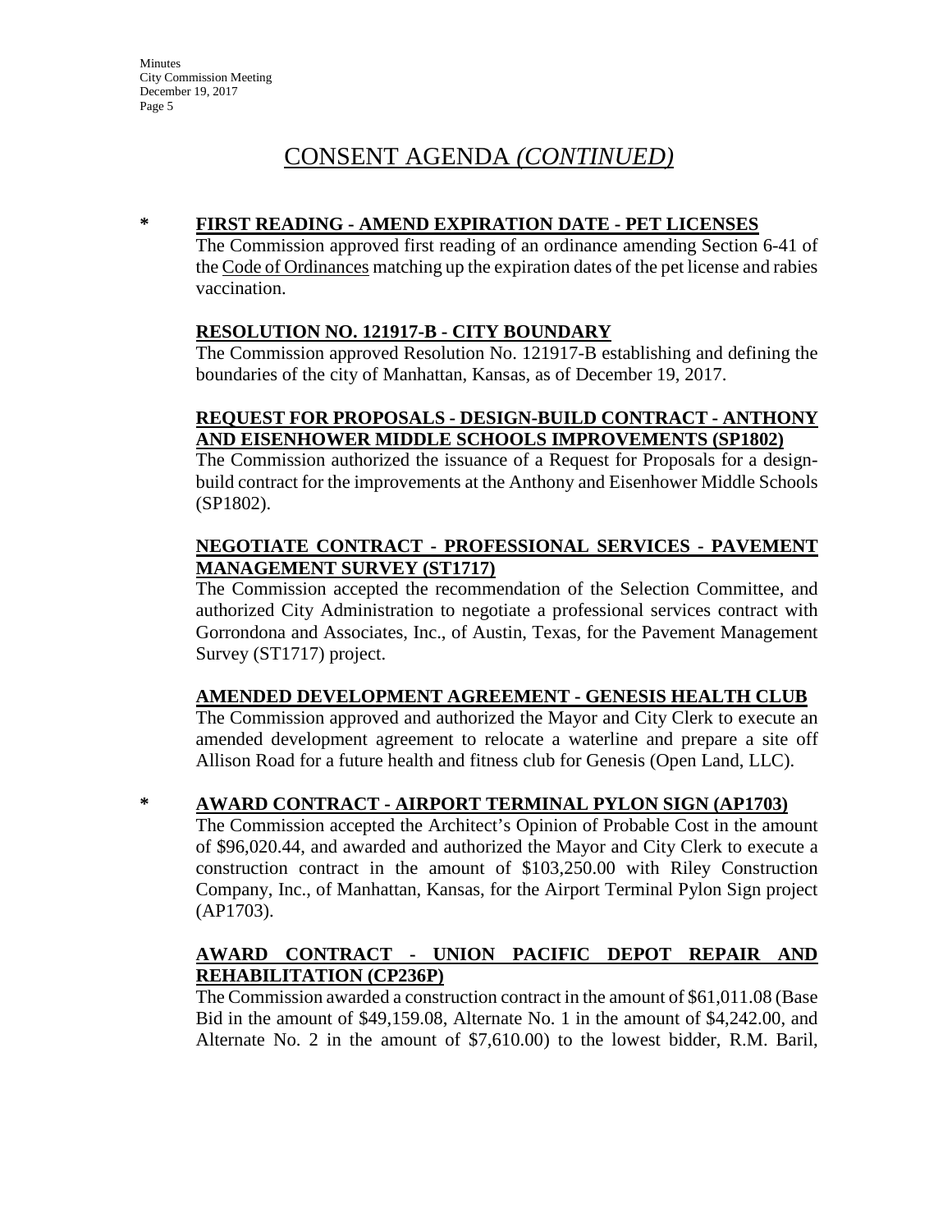# CONSENT AGENDA *(CONTINUED)*

\* **FIRST READING - AMEND EXPIRATION DATE - PET LICENSES**

The Commission approved first reading of an ordinance amending Section 6-41 of the Code of Ordinances matching up the expiration dates of the pet license and rabies vaccination.

**RESOLUTION NO. 121917-B - CITY BOUNDARY**

The Commission approved Resolution No. 121917-B establishing and defining the boundaries of the city of Manhattan, Kansas, as of December 19, 2017.

**REQUEST FOR PROPOSALS - DESIGN-BUILD CONTRACT - ANTHONY AND EISENHOWER MIDDLE SCHOOLS IMPROVEMENTS (SP1802)**

The Commission authorized the issuance of a Request for Proposals for a design-build contract for the improvements at the Anthony and Eisenhower Middle Schools (SP1802).

**NEGOTIATE CONTRACT - PROFESSIONAL SERVICES - PAVEMENT MANAGEMENT SURVEY (ST1717)**

The Commission accepted the recommendation of the Selection Committee, and authorized City Administration to negotiate a professional services contract with Gorrondona and Associates, Inc., of Austin, Texas, for the Pavement Management Survey (ST1717) project.

**AMENDED DEVELOPMENT AGREEMENT - GENESIS HEALTH CLUB**

The Commission approved and authorized the Mayor and City Clerk to execute an amended development agreement to relocate a waterline and prepare a site off Allison Road for a future health and fitness club for Genesis (Open Land, LLC).

\* **AWARD CONTRACT - AIRPORT TERMINAL PYLON SIGN (AP1703)**

The Commission accepted the Architect's Opinion of Probable Cost in the amount of $96,020.44, and awarded and authorized the Mayor and City Clerk to execute a construction contract in the amount of $103,250.00 with Riley Construction Company, Inc., of Manhattan, Kansas, for the Airport Terminal Pylon Sign project (AP1703).

**AWARD CONTRACT - UNION PACIFIC DEPOT REPAIR AND REHABILITATION (CP236P)**

The Commission awarded a construction contract in the amount of $61,011.08 (Base Bid in the amount of $49,159.08, Alternate No. 1 in the amount of $4,242.00, and Alternate No. 2 in the amount of $7,610.00) to the lowest bidder, R.M. Baril,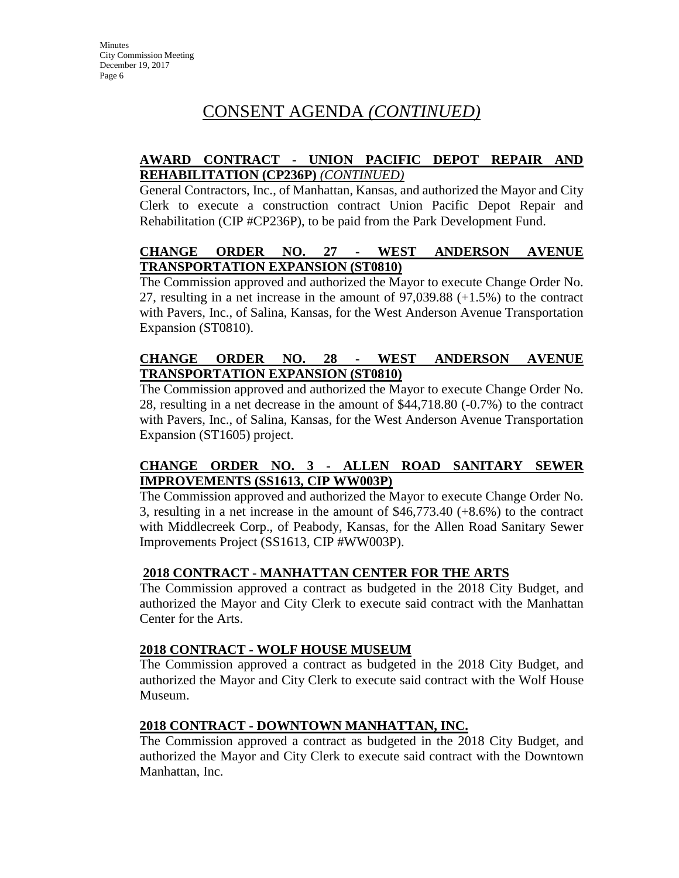# CONSENT AGENDA *(CONTINUED)*

**AWARD CONTRACT - UNION PACIFIC DEPOT REPAIR AND REHABILITATION (CP236P)** *(CONTINUED)*

General Contractors, Inc., of Manhattan, Kansas, and authorized the Mayor and City Clerk to execute a construction contract Union Pacific Depot Repair and Rehabilitation (CIP #CP236P), to be paid from the Park Development Fund.

**CHANGE ORDER NO. 27 - WEST ANDERSON AVENUE TRANSPORTATION EXPANSION (ST0810)**

The Commission approved and authorized the Mayor to execute Change Order No. 27, resulting in a net increase in the amount of 97,039.88 (+1.5%) to the contract with Pavers, Inc., of Salina, Kansas, for the West Anderson Avenue Transportation Expansion (ST0810).

**CHANGE ORDER NO. 28 - WEST ANDERSON AVENUE TRANSPORTATION EXPANSION (ST0810)**

The Commission approved and authorized the Mayor to execute Change Order No. 28, resulting in a net decrease in the amount of $44,718.80 (-0.7%) to the contract with Pavers, Inc., of Salina, Kansas, for the West Anderson Avenue Transportation Expansion (ST1605) project.

**CHANGE ORDER NO. 3 - ALLEN ROAD SANITARY SEWER IMPROVEMENTS (SS1613, CIP WW003P)**

The Commission approved and authorized the Mayor to execute Change Order No. 3, resulting in a net increase in the amount of $46,773.40 (+8.6%) to the contract with Middlecreek Corp., of Peabody, Kansas, for the Allen Road Sanitary Sewer Improvements Project (SS1613, CIP #WW003P).

**2018 CONTRACT - MANHATTAN CENTER FOR THE ARTS**

The Commission approved a contract as budgeted in the 2018 City Budget, and authorized the Mayor and City Clerk to execute said contract with the Manhattan Center for the Arts.

**2018 CONTRACT - WOLF HOUSE MUSEUM**

The Commission approved a contract as budgeted in the 2018 City Budget, and authorized the Mayor and City Clerk to execute said contract with the Wolf House Museum.

**2018 CONTRACT - DOWNTOWN MANHATTAN, INC.**

The Commission approved a contract as budgeted in the 2018 City Budget, and authorized the Mayor and City Clerk to execute said contract with the Downtown Manhattan, Inc.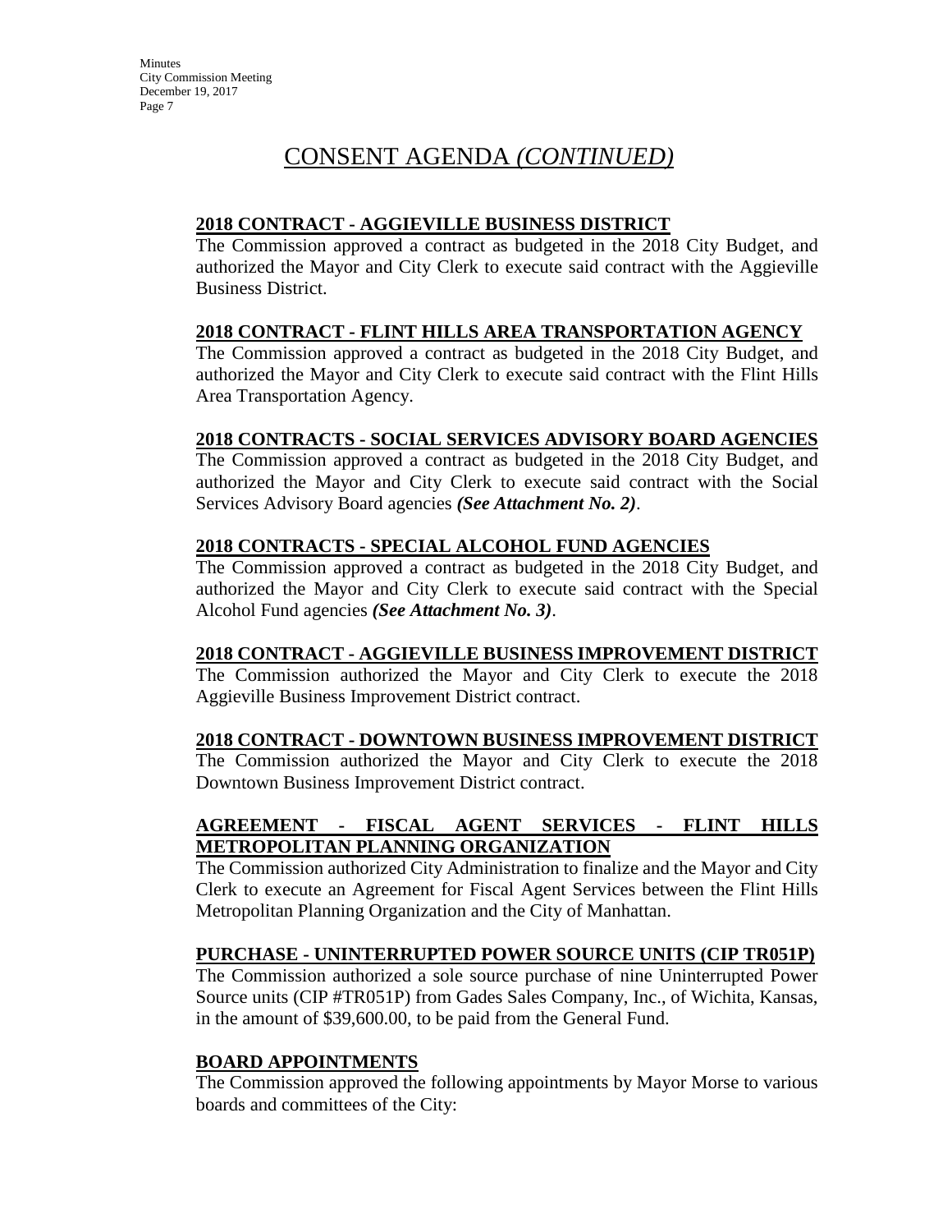# CONSENT AGENDA *(CONTINUED)*

**2018 CONTRACT - AGGIEVILLE BUSINESS DISTRICT**

The Commission approved a contract as budgeted in the 2018 City Budget, and authorized the Mayor and City Clerk to execute said contract with the Aggieville Business District.

**2018 CONTRACT - FLINT HILLS AREA TRANSPORTATION AGENCY**

The Commission approved a contract as budgeted in the 2018 City Budget, and authorized the Mayor and City Clerk to execute said contract with the Flint Hills Area Transportation Agency.

**2018 CONTRACTS - SOCIAL SERVICES ADVISORY BOARD AGENCIES**

The Commission approved a contract as budgeted in the 2018 City Budget, and authorized the Mayor and City Clerk to execute said contract with the Social Services Advisory Board agencies ***(See Attachment No. 2)***.

**2018 CONTRACTS - SPECIAL ALCOHOL FUND AGENCIES**

The Commission approved a contract as budgeted in the 2018 City Budget, and authorized the Mayor and City Clerk to execute said contract with the Special Alcohol Fund agencies ***(See Attachment No. 3)***.

**2018 CONTRACT - AGGIEVILLE BUSINESS IMPROVEMENT DISTRICT**

The Commission authorized the Mayor and City Clerk to execute the 2018 Aggieville Business Improvement District contract.

**2018 CONTRACT - DOWNTOWN BUSINESS IMPROVEMENT DISTRICT**

The Commission authorized the Mayor and City Clerk to execute the 2018 Downtown Business Improvement District contract.

**AGREEMENT - FISCAL AGENT SERVICES - FLINT HILLS METROPOLITAN PLANNING ORGANIZATION**

The Commission authorized City Administration to finalize and the Mayor and City Clerk to execute an Agreement for Fiscal Agent Services between the Flint Hills Metropolitan Planning Organization and the City of Manhattan.

**PURCHASE - UNINTERRUPTED POWER SOURCE UNITS (CIP TR051P)**

The Commission authorized a sole source purchase of nine Uninterrupted Power Source units (CIP #TR051P) from Gades Sales Company, Inc., of Wichita, Kansas, in the amount of $39,600.00, to be paid from the General Fund.

**BOARD APPOINTMENTS**

The Commission approved the following appointments by Mayor Morse to various boards and committees of the City: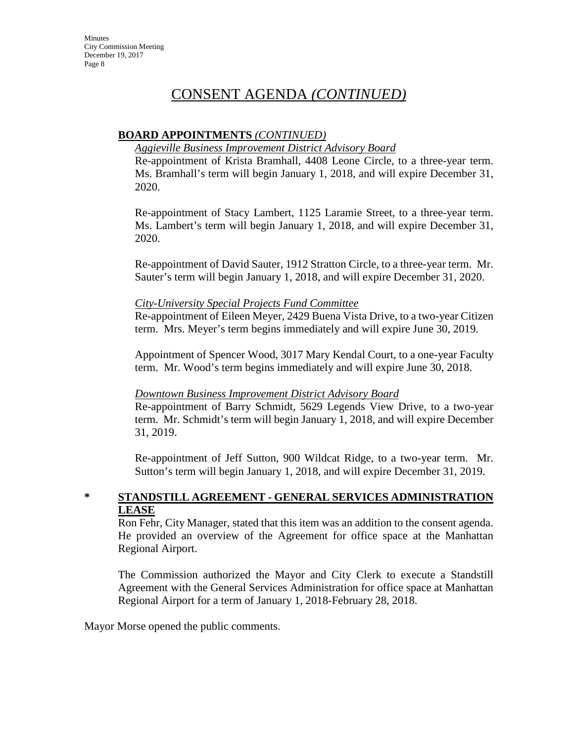# CONSENT AGENDA *(CONTINUED)*

**BOARD APPOINTMENTS** *(CONTINUED)*

*Aggieville Business Improvement District Advisory Board*

Re-appointment of Krista Bramhall, 4408 Leone Circle, to a three-year term. Ms. Bramhall's term will begin January 1, 2018, and will expire December 31, 2020.

Re-appointment of Stacy Lambert, 1125 Laramie Street, to a three-year term. Ms. Lambert's term will begin January 1, 2018, and will expire December 31, 2020.

Re-appointment of David Sauter, 1912 Stratton Circle, to a three-year term. Mr. Sauter's term will begin January 1, 2018, and will expire December 31, 2020.

*City-University Special Projects Fund Committee*

Re-appointment of Eileen Meyer, 2429 Buena Vista Drive, to a two-year Citizen term. Mrs. Meyer's term begins immediately and will expire June 30, 2019.

Appointment of Spencer Wood, 3017 Mary Kendal Court, to a one-year Faculty term. Mr. Wood's term begins immediately and will expire June 30, 2018.

*Downtown Business Improvement District Advisory Board*

Re-appointment of Barry Schmidt, 5629 Legends View Drive, to a two-year term. Mr. Schmidt's term will begin January 1, 2018, and will expire December 31, 2019.

Re-appointment of Jeff Sutton, 900 Wildcat Ridge, to a two-year term. Mr. Sutton's term will begin January 1, 2018, and will expire December 31, 2019.

**\* STANDSTILL AGREEMENT - GENERAL SERVICES ADMINISTRATION LEASE**

Ron Fehr, City Manager, stated that this item was an addition to the consent agenda. He provided an overview of the Agreement for office space at the Manhattan Regional Airport.

The Commission authorized the Mayor and City Clerk to execute a Standstill Agreement with the General Services Administration for office space at Manhattan Regional Airport for a term of January 1, 2018-February 28, 2018.

Mayor Morse opened the public comments.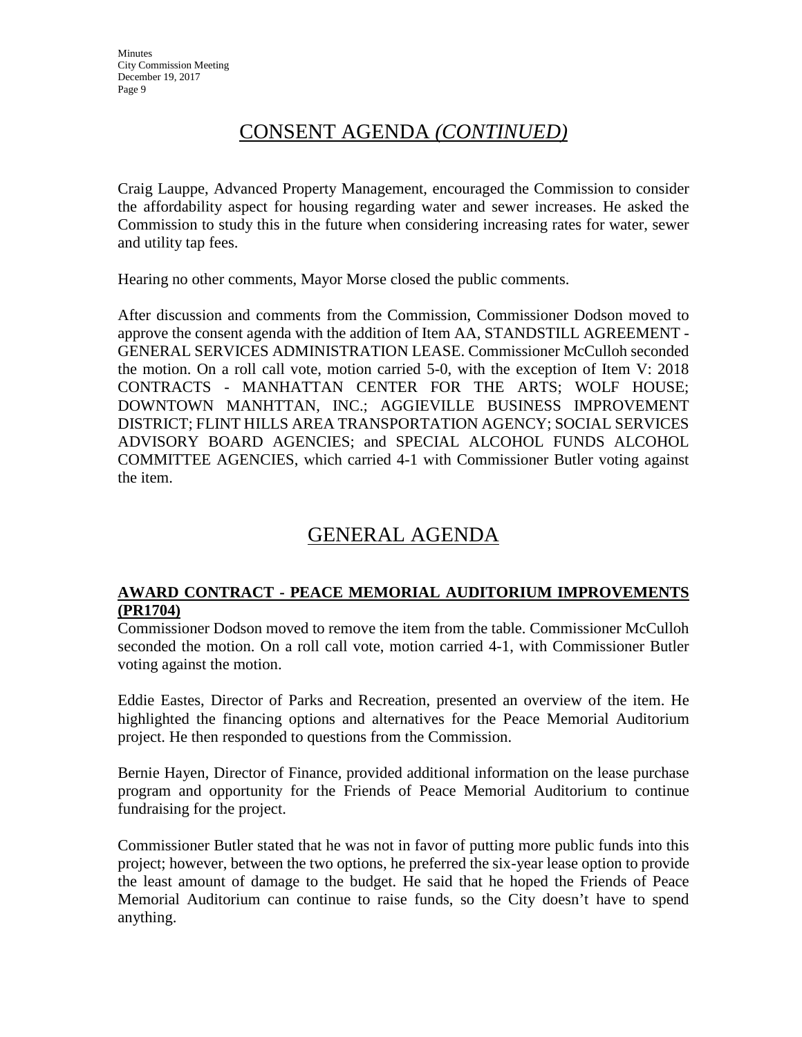## CONSENT AGENDA *(CONTINUED)*

Craig Lauppe, Advanced Property Management, encouraged the Commission to consider the affordability aspect for housing regarding water and sewer increases. He asked the Commission to study this in the future when considering increasing rates for water, sewer and utility tap fees.

Hearing no other comments, Mayor Morse closed the public comments.

After discussion and comments from the Commission, Commissioner Dodson moved to approve the consent agenda with the addition of Item AA, STANDSTILL AGREEMENT - GENERAL SERVICES ADMINISTRATION LEASE. Commissioner McCulloh seconded the motion. On a roll call vote, motion carried 5-0, with the exception of Item V: 2018 CONTRACTS - MANHATTAN CENTER FOR THE ARTS; WOLF HOUSE; DOWNTOWN MANHTTAN, INC.; AGGIEVILLE BUSINESS IMPROVEMENT DISTRICT; FLINT HILLS AREA TRANSPORTATION AGENCY; SOCIAL SERVICES ADVISORY BOARD AGENCIES; and SPECIAL ALCOHOL FUNDS ALCOHOL COMMITTEE AGENCIES, which carried 4-1 with Commissioner Butler voting against the item.

## GENERAL AGENDA

### AWARD CONTRACT - PEACE MEMORIAL AUDITORIUM IMPROVEMENTS (PR1704)

Commissioner Dodson moved to remove the item from the table. Commissioner McCulloh seconded the motion. On a roll call vote, motion carried 4-1, with Commissioner Butler voting against the motion.

Eddie Eastes, Director of Parks and Recreation, presented an overview of the item. He highlighted the financing options and alternatives for the Peace Memorial Auditorium project. He then responded to questions from the Commission.

Bernie Hayen, Director of Finance, provided additional information on the lease purchase program and opportunity for the Friends of Peace Memorial Auditorium to continue fundraising for the project.

Commissioner Butler stated that he was not in favor of putting more public funds into this project; however, between the two options, he preferred the six-year lease option to provide the least amount of damage to the budget. He said that he hoped the Friends of Peace Memorial Auditorium can continue to raise funds, so the City doesn't have to spend anything.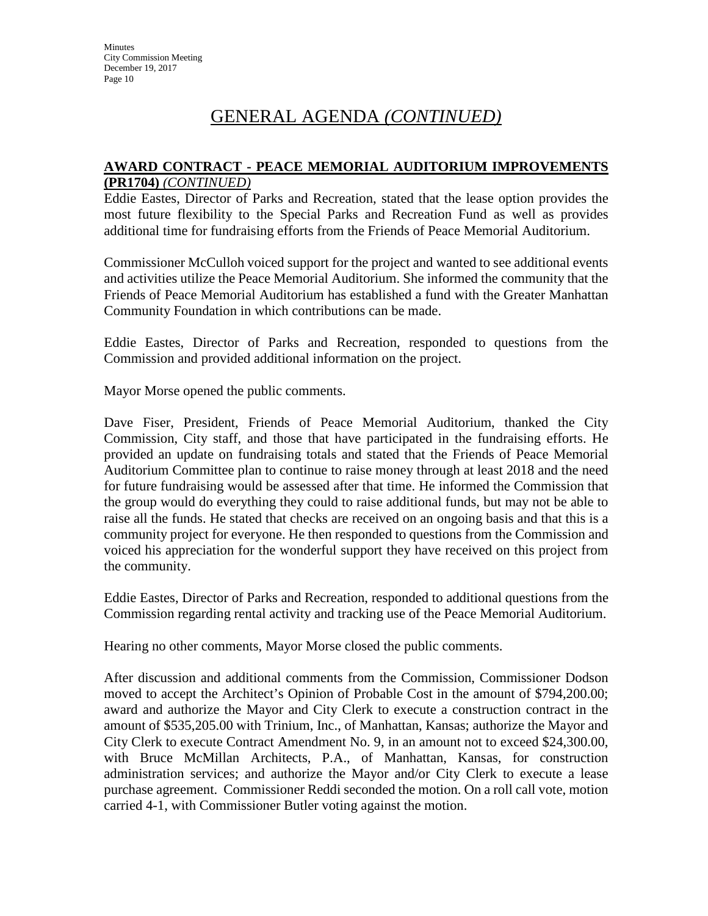# GENERAL AGENDA *(CONTINUED)*

**AWARD CONTRACT - PEACE MEMORIAL AUDITORIUM IMPROVEMENTS (PR1704)** *(CONTINUED)*

Eddie Eastes, Director of Parks and Recreation, stated that the lease option provides the most future flexibility to the Special Parks and Recreation Fund as well as provides additional time for fundraising efforts from the Friends of Peace Memorial Auditorium.

Commissioner McCulloh voiced support for the project and wanted to see additional events and activities utilize the Peace Memorial Auditorium. She informed the community that the Friends of Peace Memorial Auditorium has established a fund with the Greater Manhattan Community Foundation in which contributions can be made.

Eddie Eastes, Director of Parks and Recreation, responded to questions from the Commission and provided additional information on the project.

Mayor Morse opened the public comments.

Dave Fiser, President, Friends of Peace Memorial Auditorium, thanked the City Commission, City staff, and those that have participated in the fundraising efforts. He provided an update on fundraising totals and stated that the Friends of Peace Memorial Auditorium Committee plan to continue to raise money through at least 2018 and the need for future fundraising would be assessed after that time. He informed the Commission that the group would do everything they could to raise additional funds, but may not be able to raise all the funds. He stated that checks are received on an ongoing basis and that this is a community project for everyone. He then responded to questions from the Commission and voiced his appreciation for the wonderful support they have received on this project from the community.

Eddie Eastes, Director of Parks and Recreation, responded to additional questions from the Commission regarding rental activity and tracking use of the Peace Memorial Auditorium.

Hearing no other comments, Mayor Morse closed the public comments.

After discussion and additional comments from the Commission, Commissioner Dodson moved to accept the Architect's Opinion of Probable Cost in the amount of $794,200.00; award and authorize the Mayor and City Clerk to execute a construction contract in the amount of $535,205.00 with Trinium, Inc., of Manhattan, Kansas; authorize the Mayor and City Clerk to execute Contract Amendment No. 9, in an amount not to exceed $24,300.00, with Bruce McMillan Architects, P.A., of Manhattan, Kansas, for construction administration services; and authorize the Mayor and/or City Clerk to execute a lease purchase agreement. Commissioner Reddi seconded the motion. On a roll call vote, motion carried 4-1, with Commissioner Butler voting against the motion.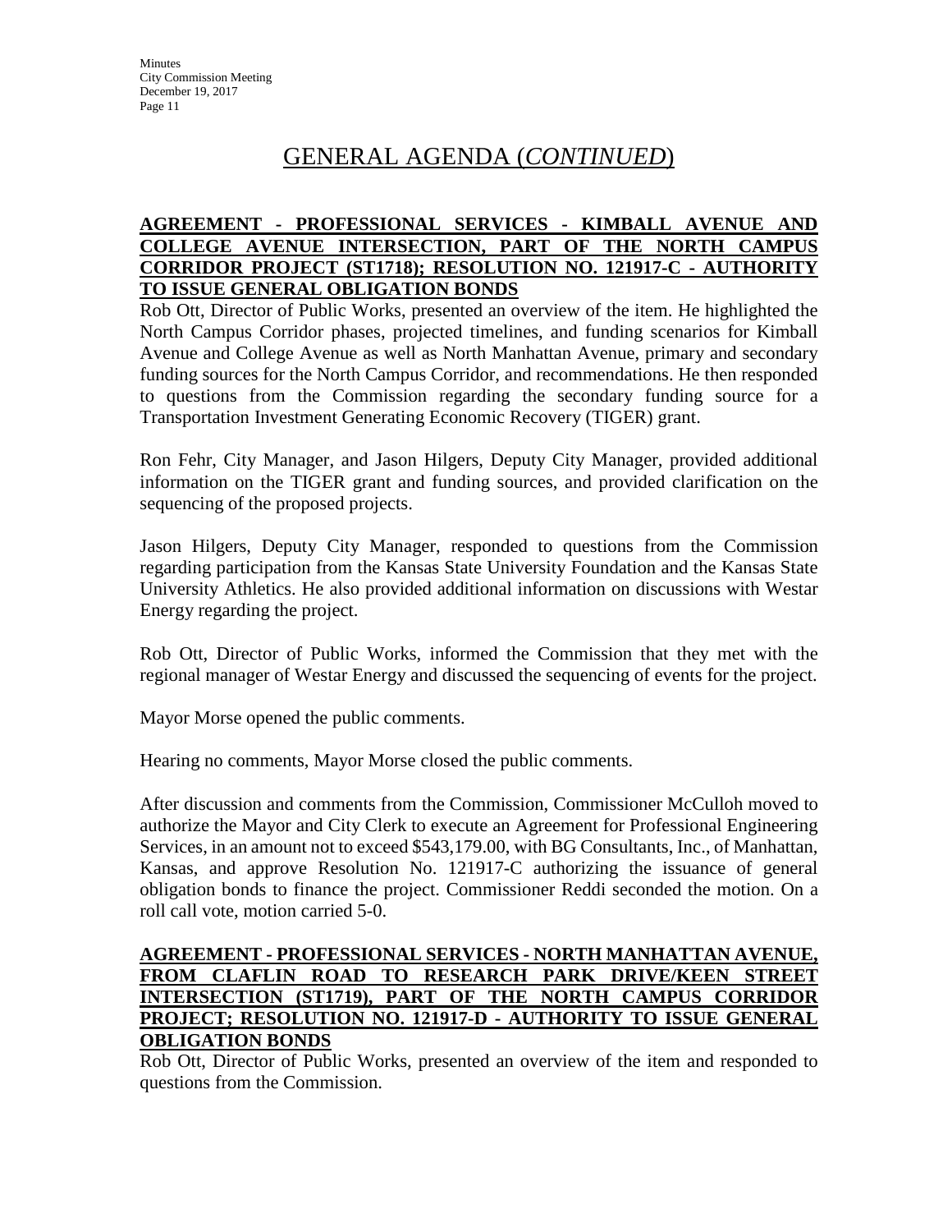# GENERAL AGENDA (*CONTINUED*)

**AGREEMENT - PROFESSIONAL SERVICES - KIMBALL AVENUE AND COLLEGE AVENUE INTERSECTION, PART OF THE NORTH CAMPUS CORRIDOR PROJECT (ST1718); RESOLUTION NO. 121917-C - AUTHORITY TO ISSUE GENERAL OBLIGATION BONDS**

Rob Ott, Director of Public Works, presented an overview of the item. He highlighted the North Campus Corridor phases, projected timelines, and funding scenarios for Kimball Avenue and College Avenue as well as North Manhattan Avenue, primary and secondary funding sources for the North Campus Corridor, and recommendations. He then responded to questions from the Commission regarding the secondary funding source for a Transportation Investment Generating Economic Recovery (TIGER) grant.

Ron Fehr, City Manager, and Jason Hilgers, Deputy City Manager, provided additional information on the TIGER grant and funding sources, and provided clarification on the sequencing of the proposed projects.

Jason Hilgers, Deputy City Manager, responded to questions from the Commission regarding participation from the Kansas State University Foundation and the Kansas State University Athletics. He also provided additional information on discussions with Westar Energy regarding the project.

Rob Ott, Director of Public Works, informed the Commission that they met with the regional manager of Westar Energy and discussed the sequencing of events for the project.

Mayor Morse opened the public comments.

Hearing no comments, Mayor Morse closed the public comments.

After discussion and comments from the Commission, Commissioner McCulloh moved to authorize the Mayor and City Clerk to execute an Agreement for Professional Engineering Services, in an amount not to exceed $543,179.00, with BG Consultants, Inc., of Manhattan, Kansas, and approve Resolution No. 121917-C authorizing the issuance of general obligation bonds to finance the project. Commissioner Reddi seconded the motion. On a roll call vote, motion carried 5-0.

**AGREEMENT - PROFESSIONAL SERVICES - NORTH MANHATTAN AVENUE, FROM CLAFLIN ROAD TO RESEARCH PARK DRIVE/KEEN STREET INTERSECTION (ST1719), PART OF THE NORTH CAMPUS CORRIDOR PROJECT; RESOLUTION NO. 121917-D - AUTHORITY TO ISSUE GENERAL OBLIGATION BONDS**

Rob Ott, Director of Public Works, presented an overview of the item and responded to questions from the Commission.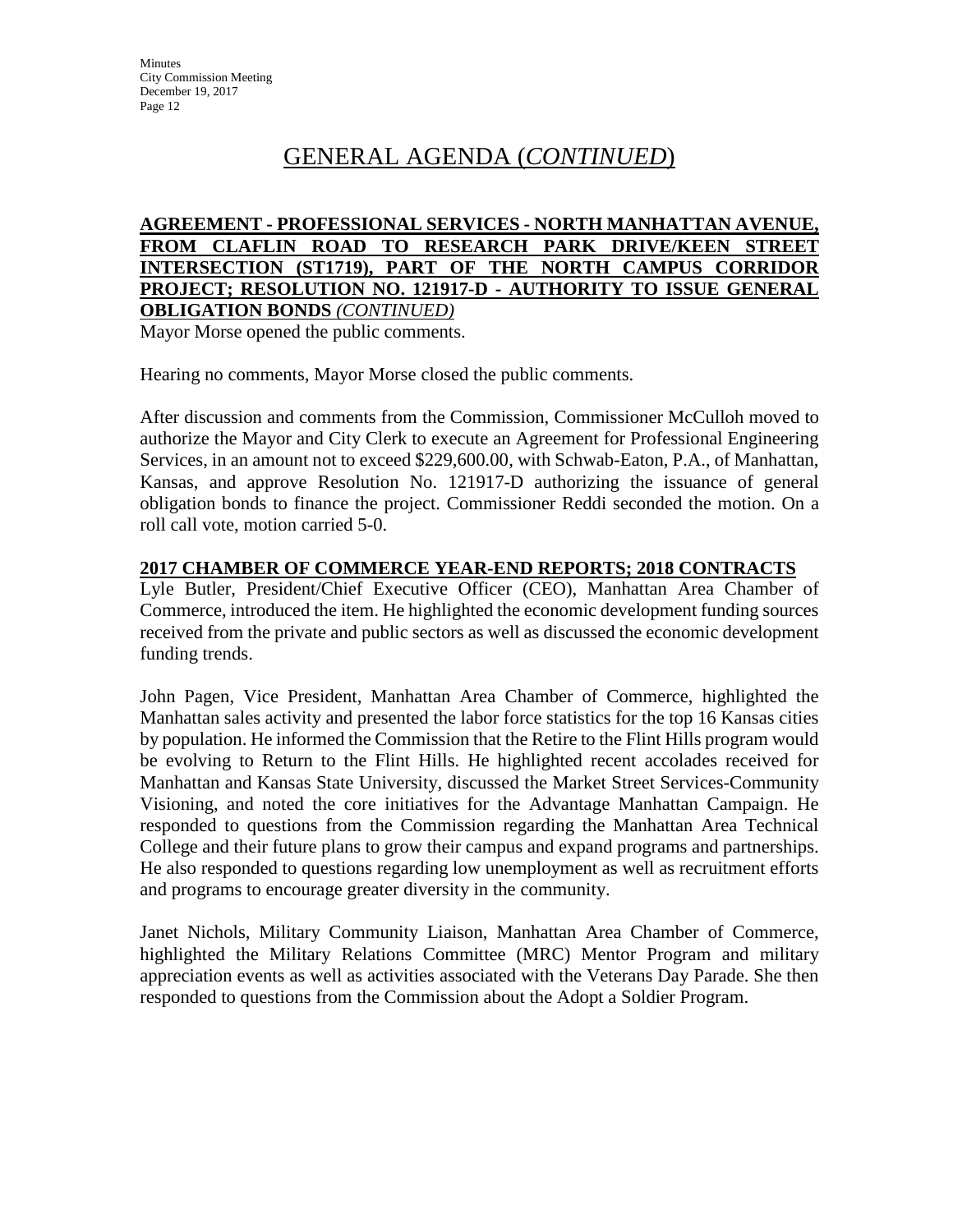# GENERAL AGENDA (*CONTINUED*)

**AGREEMENT - PROFESSIONAL SERVICES - NORTH MANHATTAN AVENUE, FROM CLAFLIN ROAD TO RESEARCH PARK DRIVE/KEEN STREET INTERSECTION (ST1719), PART OF THE NORTH CAMPUS CORRIDOR PROJECT; RESOLUTION NO. 121917-D - AUTHORITY TO ISSUE GENERAL OBLIGATION BONDS** ***(CONTINUED)***

Mayor Morse opened the public comments.

Hearing no comments, Mayor Morse closed the public comments.

After discussion and comments from the Commission, Commissioner McCulloh moved to authorize the Mayor and City Clerk to execute an Agreement for Professional Engineering Services, in an amount not to exceed $229,600.00, with Schwab-Eaton, P.A., of Manhattan, Kansas, and approve Resolution No. 121917-D authorizing the issuance of general obligation bonds to finance the project. Commissioner Reddi seconded the motion. On a roll call vote, motion carried 5-0.

**2017 CHAMBER OF COMMERCE YEAR-END REPORTS; 2018 CONTRACTS**

Lyle Butler, President/Chief Executive Officer (CEO), Manhattan Area Chamber of Commerce, introduced the item. He highlighted the economic development funding sources received from the private and public sectors as well as discussed the economic development funding trends.

John Pagen, Vice President, Manhattan Area Chamber of Commerce, highlighted the Manhattan sales activity and presented the labor force statistics for the top 16 Kansas cities by population. He informed the Commission that the Retire to the Flint Hills program would be evolving to Return to the Flint Hills. He highlighted recent accolades received for Manhattan and Kansas State University, discussed the Market Street Services-Community Visioning, and noted the core initiatives for the Advantage Manhattan Campaign. He responded to questions from the Commission regarding the Manhattan Area Technical College and their future plans to grow their campus and expand programs and partnerships. He also responded to questions regarding low unemployment as well as recruitment efforts and programs to encourage greater diversity in the community.

Janet Nichols, Military Community Liaison, Manhattan Area Chamber of Commerce, highlighted the Military Relations Committee (MRC) Mentor Program and military appreciation events as well as activities associated with the Veterans Day Parade. She then responded to questions from the Commission about the Adopt a Soldier Program.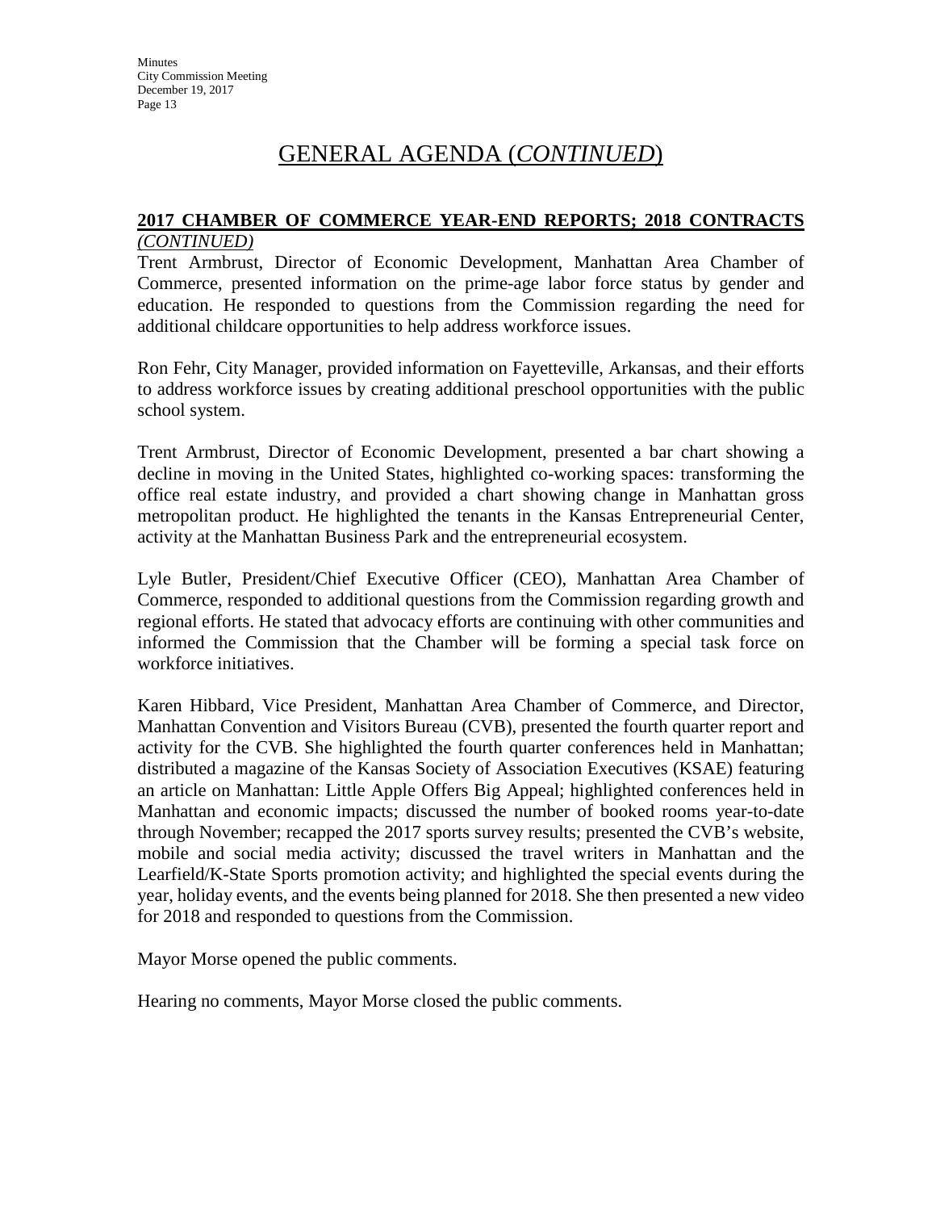# GENERAL AGENDA (*CONTINUED*)

**2017 CHAMBER OF COMMERCE YEAR-END REPORTS; 2018 CONTRACTS** *(CONTINUED)*

Trent Armbrust, Director of Economic Development, Manhattan Area Chamber of Commerce, presented information on the prime-age labor force status by gender and education. He responded to questions from the Commission regarding the need for additional childcare opportunities to help address workforce issues.

Ron Fehr, City Manager, provided information on Fayetteville, Arkansas, and their efforts to address workforce issues by creating additional preschool opportunities with the public school system.

Trent Armbrust, Director of Economic Development, presented a bar chart showing a decline in moving in the United States, highlighted co-working spaces: transforming the office real estate industry, and provided a chart showing change in Manhattan gross metropolitan product. He highlighted the tenants in the Kansas Entrepreneurial Center, activity at the Manhattan Business Park and the entrepreneurial ecosystem.

Lyle Butler, President/Chief Executive Officer (CEO), Manhattan Area Chamber of Commerce, responded to additional questions from the Commission regarding growth and regional efforts. He stated that advocacy efforts are continuing with other communities and informed the Commission that the Chamber will be forming a special task force on workforce initiatives.

Karen Hibbard, Vice President, Manhattan Area Chamber of Commerce, and Director, Manhattan Convention and Visitors Bureau (CVB), presented the fourth quarter report and activity for the CVB. She highlighted the fourth quarter conferences held in Manhattan; distributed a magazine of the Kansas Society of Association Executives (KSAE) featuring an article on Manhattan: Little Apple Offers Big Appeal; highlighted conferences held in Manhattan and economic impacts; discussed the number of booked rooms year-to-date through November; recapped the 2017 sports survey results; presented the CVB's website, mobile and social media activity; discussed the travel writers in Manhattan and the Learfield/K-State Sports promotion activity; and highlighted the special events during the year, holiday events, and the events being planned for 2018. She then presented a new video for 2018 and responded to questions from the Commission.

Mayor Morse opened the public comments.

Hearing no comments, Mayor Morse closed the public comments.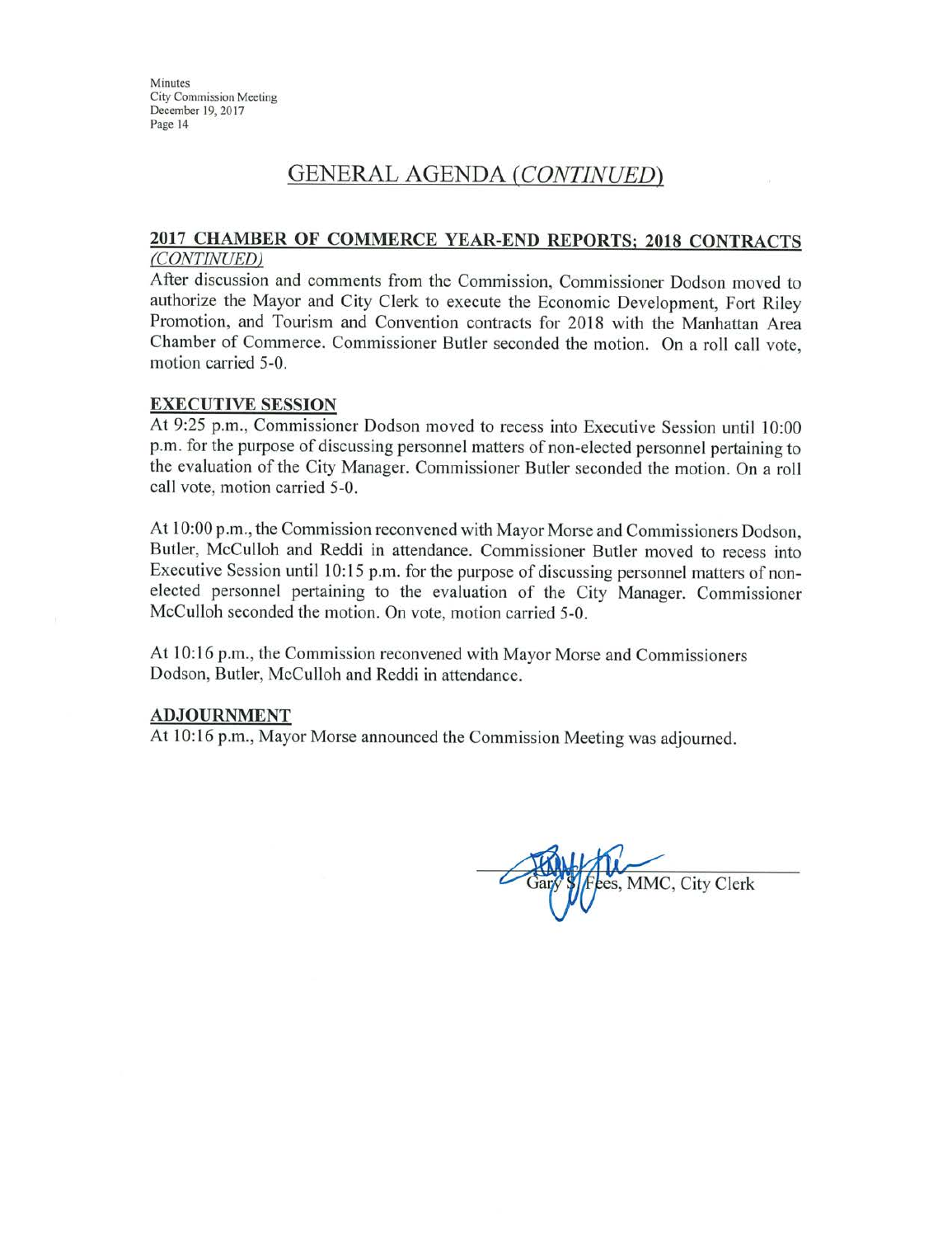## GENERAL AGENDA *(CONTINUED)*

### 2017 CHAMBER OF COMMERCE YEAR-END REPORTS; 2018 CONTRACTS *(CONTINUED)*

After discussion and comments from the Commission, Commissioner Dodson moved to authorize the Mayor and City Clerk to execute the Economic Development, Fort Riley Promotion, and Tourism and Convention contracts for 2018 with the Manhattan Area Chamber of Commerce. Commissioner Butler seconded the motion. On a roll call vote, motion carried 5-0.

### EXECUTIVE SESSION

At 9:25 p.m., Commissioner Dodson moved to recess into Executive Session until 10:00 p.m. for the purpose of discussing personnel matters of non-elected personnel pertaining to the evaluation of the City Manager. Commissioner Butler seconded the motion. On a roll call vote, motion carried 5-0.

At 10:00 p.m., the Commission reconvened with Mayor Morse and Commissioners Dodson, Butler, McCulloh and Reddi in attendance. Commissioner Butler moved to recess into Executive Session until 10:15 p.m. for the purpose of discussing personnel matters of non-elected personnel pertaining to the evaluation of the City Manager. Commissioner McCulloh seconded the motion. On vote, motion carried 5-0.

At 10:16 p.m., the Commission reconvened with Mayor Morse and Commissioners Dodson, Butler, McCulloh and Reddi in attendance.

### ADJOURNMENT

At 10:16 p.m., Mayor Morse announced the Commission Meeting was adjourned.

Gary S. Fees, MMC, City Clerk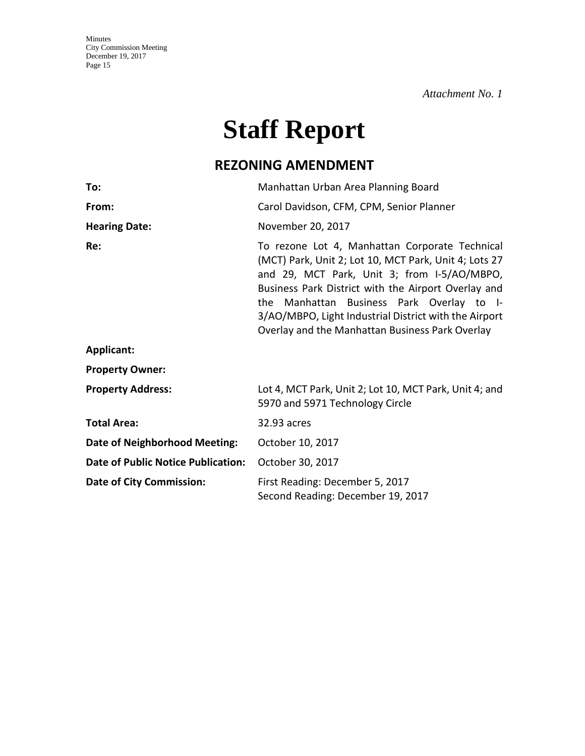*Attachment No. 1*

# Staff Report

## REZONING AMENDMENT

| | |
|---|---|
| **To:** | Manhattan Urban Area Planning Board |
| **From:** | Carol Davidson, CFM, CPM, Senior Planner |
| **Hearing Date:** | November 20, 2017 |
| **Re:** | To rezone Lot 4, Manhattan Corporate Technical (MCT) Park, Unit 2; Lot 10, MCT Park, Unit 4; Lots 27 and 29, MCT Park, Unit 3; from I-5/AO/MBPO, Business Park District with the Airport Overlay and the Manhattan Business Park Overlay to I-3/AO/MBPO, Light Industrial District with the Airport Overlay and the Manhattan Business Park Overlay |
| **Applicant:** | |
| **Property Owner:** | |
| **Property Address:** | Lot 4, MCT Park, Unit 2; Lot 10, MCT Park, Unit 4; and 5970 and 5971 Technology Circle |
| **Total Area:** | 32.93 acres |
| **Date of Neighborhood Meeting:** | October 10, 2017 |
| **Date of Public Notice Publication:** | October 30, 2017 |
| **Date of City Commission:** | First Reading: December 5, 2017<br>Second Reading: December 19, 2017 |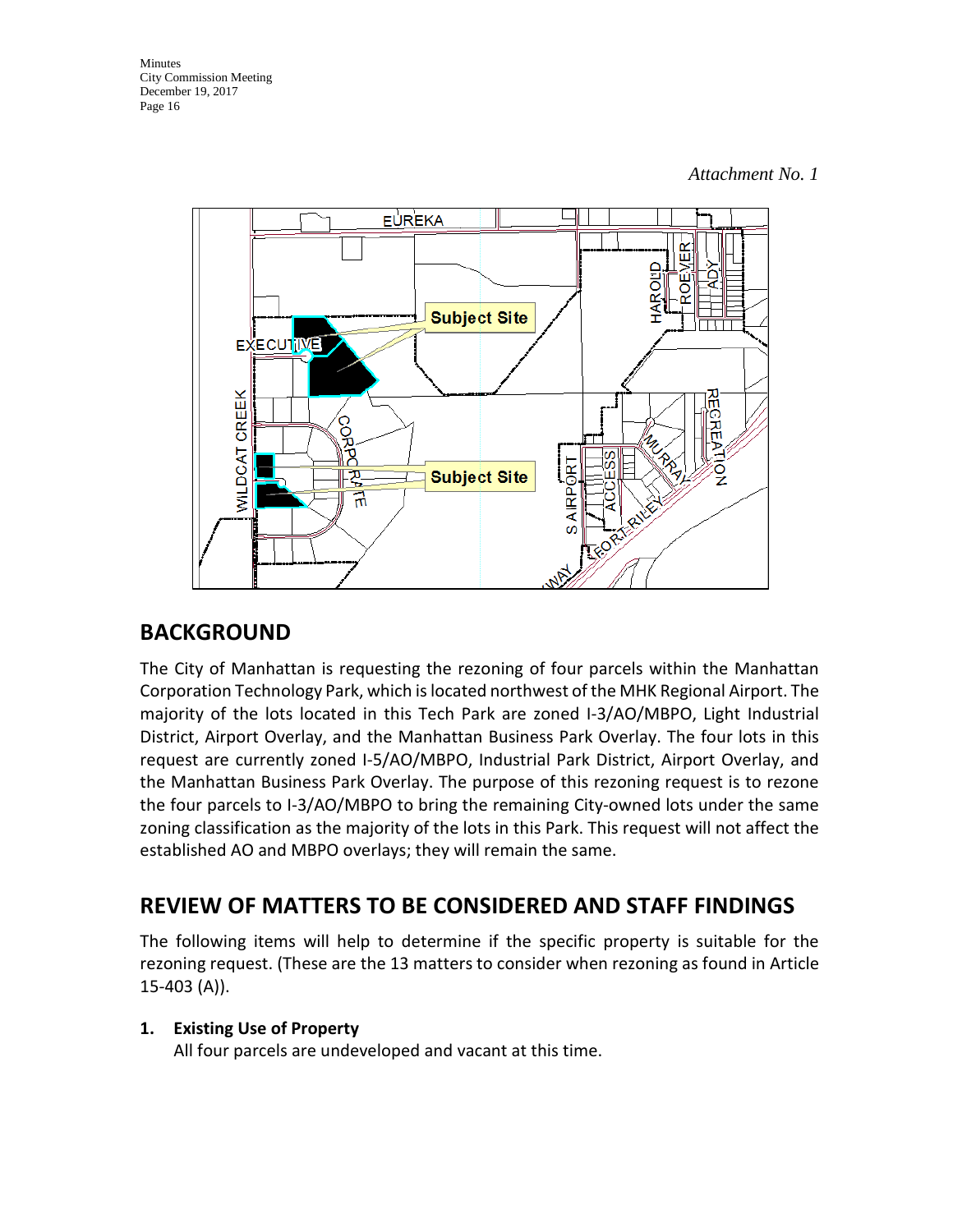*Attachment No. 1*

## BACKGROUND

The City of Manhattan is requesting the rezoning of four parcels within the Manhattan Corporation Technology Park, which is located northwest of the MHK Regional Airport. The majority of the lots located in this Tech Park are zoned I-3/AO/MBPO, Light Industrial District, Airport Overlay, and the Manhattan Business Park Overlay. The four lots in this request are currently zoned I-5/AO/MBPO, Industrial Park District, Airport Overlay, and the Manhattan Business Park Overlay. The purpose of this rezoning request is to rezone the four parcels to I-3/AO/MBPO to bring the remaining City-owned lots under the same zoning classification as the majority of the lots in this Park. This request will not affect the established AO and MBPO overlays; they will remain the same.

## REVIEW OF MATTERS TO BE CONSIDERED AND STAFF FINDINGS

The following items will help to determine if the specific property is suitable for the rezoning request. (These are the 13 matters to consider when rezoning as found in Article 15-403 (A)).

1. **Existing Use of Property**
   All four parcels are undeveloped and vacant at this time.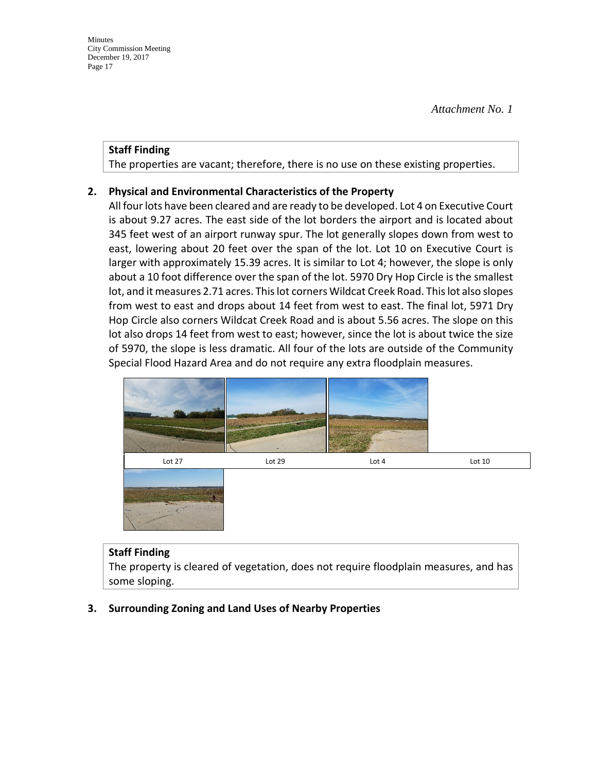*Attachment No. 1*

**Staff Finding**
The properties are vacant; therefore, there is no use on these existing properties.

2. **Physical and Environmental Characteristics of the Property**

All four lots have been cleared and are ready to be developed. Lot 4 on Executive Court is about 9.27 acres. The east side of the lot borders the airport and is located about 345 feet west of an airport runway spur. The lot generally slopes down from west to east, lowering about 20 feet over the span of the lot. Lot 10 on Executive Court is larger with approximately 15.39 acres. It is similar to Lot 4; however, the slope is only about a 10 foot difference over the span of the lot. 5970 Dry Hop Circle is the smallest lot, and it measures 2.71 acres. This lot corners Wildcat Creek Road. This lot also slopes from west to east and drops about 14 feet from west to east. The final lot, 5971 Dry Hop Circle also corners Wildcat Creek Road and is about 5.56 acres. The slope on this lot also drops 14 feet from west to east; however, since the lot is about twice the size of 5970, the slope is less dramatic. All four of the lots are outside of the Community Special Flood Hazard Area and do not require any extra floodplain measures.

| Lot 27 | Lot 29 | Lot 4 | Lot 10 |
|---|---|---|---|

**Staff Finding**
The property is cleared of vegetation, does not require floodplain measures, and has some sloping.

3. **Surrounding Zoning and Land Uses of Nearby Properties**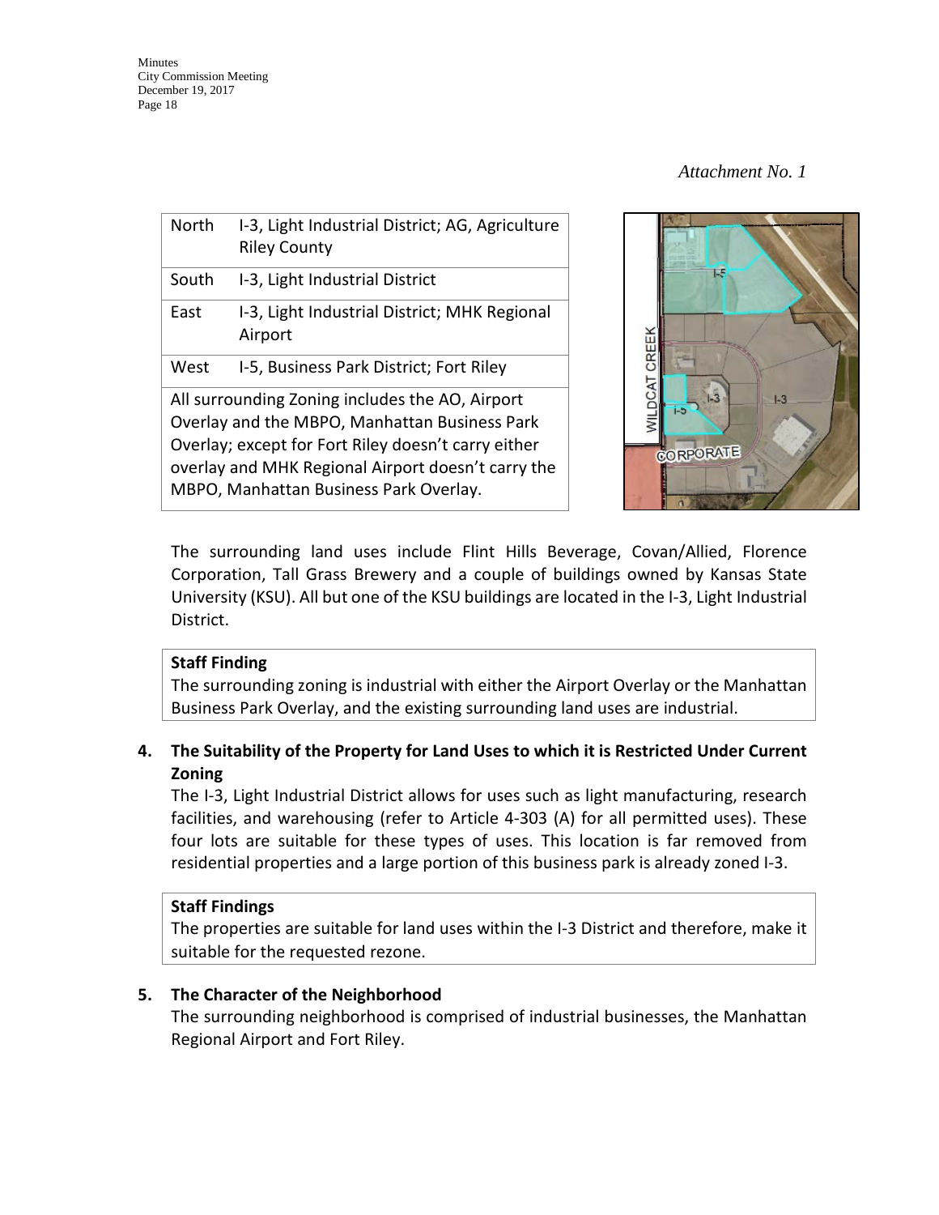*Attachment No. 1*

| | |
|---|---|
| North | I-3, Light Industrial District; AG, Agriculture Riley County |
| South | I-3, Light Industrial District |
| East | I-3, Light Industrial District; MHK Regional Airport |
| West | I-5, Business Park District; Fort Riley |
| All surrounding Zoning includes the AO, Airport Overlay and the MBPO, Manhattan Business Park Overlay; except for Fort Riley doesn't carry either overlay and MHK Regional Airport doesn't carry the MBPO, Manhattan Business Park Overlay. | |

The surrounding land uses include Flint Hills Beverage, Covan/Allied, Florence Corporation, Tall Grass Brewery and a couple of buildings owned by Kansas State University (KSU). All but one of the KSU buildings are located in the I-3, Light Industrial District.

**Staff Finding**

The surrounding zoning is industrial with either the Airport Overlay or the Manhattan Business Park Overlay, and the existing surrounding land uses are industrial.

**4. The Suitability of the Property for Land Uses to which it is Restricted Under Current Zoning**

The I-3, Light Industrial District allows for uses such as light manufacturing, research facilities, and warehousing (refer to Article 4-303 (A) for all permitted uses). These four lots are suitable for these types of uses. This location is far removed from residential properties and a large portion of this business park is already zoned I-3.

**Staff Findings**

The properties are suitable for land uses within the I-3 District and therefore, make it suitable for the requested rezone.

**5. The Character of the Neighborhood**

The surrounding neighborhood is comprised of industrial businesses, the Manhattan Regional Airport and Fort Riley.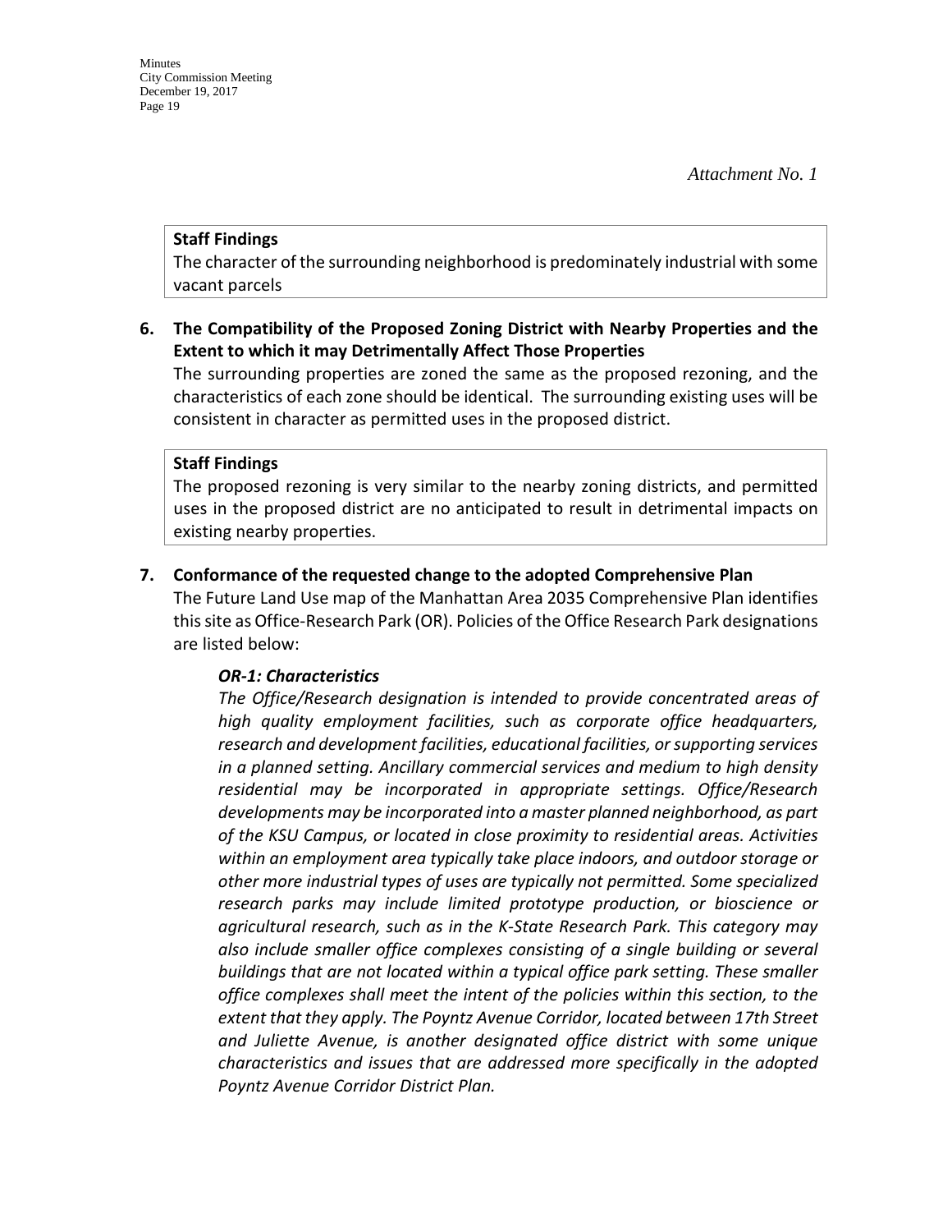*Attachment No. 1*

**Staff Findings**
The character of the surrounding neighborhood is predominately industrial with some vacant parcels

**6. The Compatibility of the Proposed Zoning District with Nearby Properties and the Extent to which it may Detrimentally Affect Those Properties**

The surrounding properties are zoned the same as the proposed rezoning, and the characteristics of each zone should be identical. The surrounding existing uses will be consistent in character as permitted uses in the proposed district.

**Staff Findings**
The proposed rezoning is very similar to the nearby zoning districts, and permitted uses in the proposed district are no anticipated to result in detrimental impacts on existing nearby properties.

**7. Conformance of the requested change to the adopted Comprehensive Plan**

The Future Land Use map of the Manhattan Area 2035 Comprehensive Plan identifies this site as Office-Research Park (OR). Policies of the Office Research Park designations are listed below:

***OR-1: Characteristics***

*The Office/Research designation is intended to provide concentrated areas of high quality employment facilities, such as corporate office headquarters, research and development facilities, educational facilities, or supporting services in a planned setting. Ancillary commercial services and medium to high density residential may be incorporated in appropriate settings. Office/Research developments may be incorporated into a master planned neighborhood, as part of the KSU Campus, or located in close proximity to residential areas. Activities within an employment area typically take place indoors, and outdoor storage or other more industrial types of uses are typically not permitted. Some specialized research parks may include limited prototype production, or bioscience or agricultural research, such as in the K-State Research Park. This category may also include smaller office complexes consisting of a single building or several buildings that are not located within a typical office park setting. These smaller office complexes shall meet the intent of the policies within this section, to the extent that they apply. The Poyntz Avenue Corridor, located between 17th Street and Juliette Avenue, is another designated office district with some unique characteristics and issues that are addressed more specifically in the adopted Poyntz Avenue Corridor District Plan.*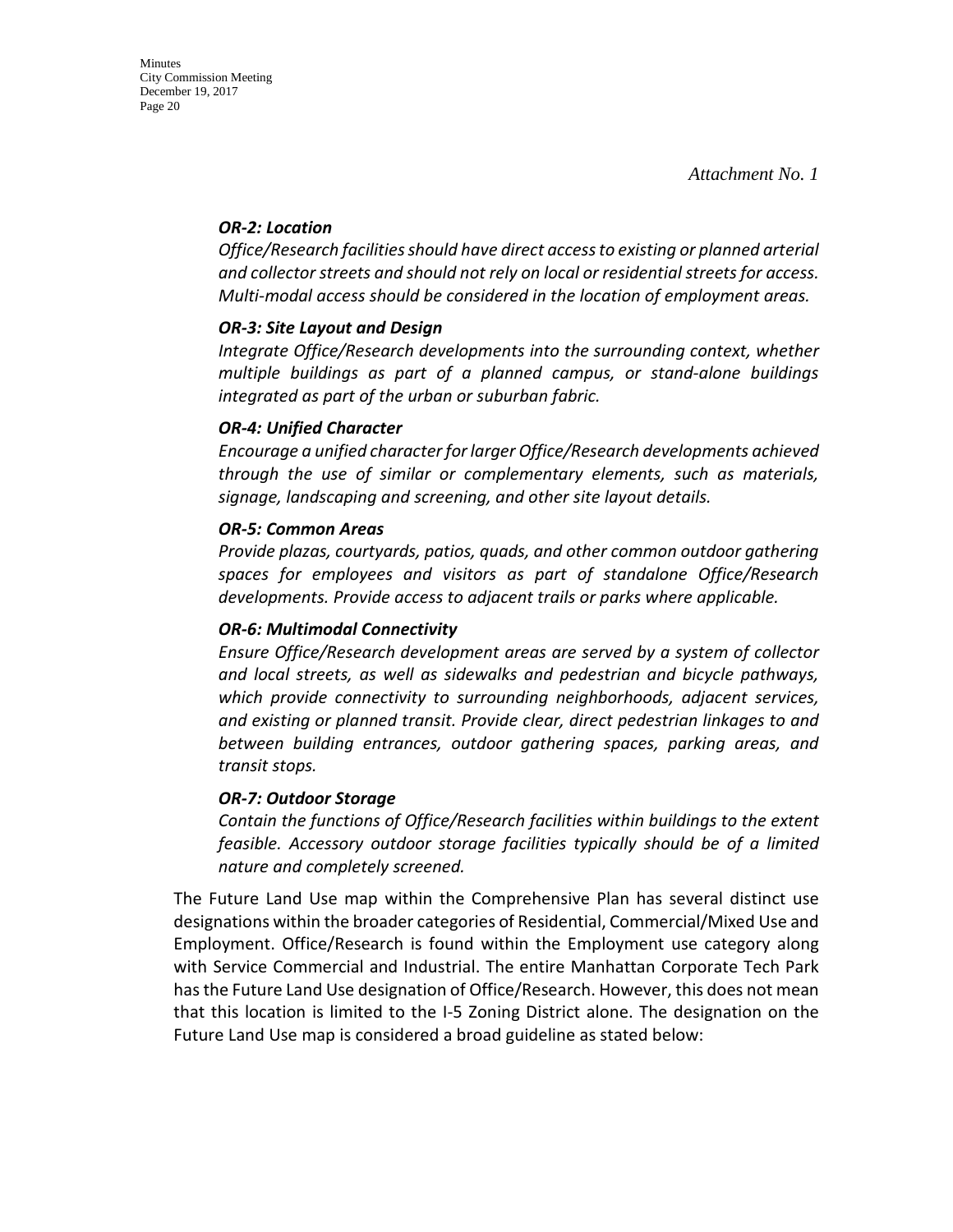*Attachment No. 1*

***OR-2: Location***

*Office/Research facilities should have direct access to existing or planned arterial and collector streets and should not rely on local or residential streets for access. Multi-modal access should be considered in the location of employment areas.*

***OR-3: Site Layout and Design***

*Integrate Office/Research developments into the surrounding context, whether multiple buildings as part of a planned campus, or stand-alone buildings integrated as part of the urban or suburban fabric.*

***OR-4: Unified Character***

*Encourage a unified character for larger Office/Research developments achieved through the use of similar or complementary elements, such as materials, signage, landscaping and screening, and other site layout details.*

***OR-5: Common Areas***

*Provide plazas, courtyards, patios, quads, and other common outdoor gathering spaces for employees and visitors as part of standalone Office/Research developments. Provide access to adjacent trails or parks where applicable.*

***OR-6: Multimodal Connectivity***

*Ensure Office/Research development areas are served by a system of collector and local streets, as well as sidewalks and pedestrian and bicycle pathways, which provide connectivity to surrounding neighborhoods, adjacent services, and existing or planned transit. Provide clear, direct pedestrian linkages to and between building entrances, outdoor gathering spaces, parking areas, and transit stops.*

***OR-7: Outdoor Storage***

*Contain the functions of Office/Research facilities within buildings to the extent feasible. Accessory outdoor storage facilities typically should be of a limited nature and completely screened.*

The Future Land Use map within the Comprehensive Plan has several distinct use designations within the broader categories of Residential, Commercial/Mixed Use and Employment. Office/Research is found within the Employment use category along with Service Commercial and Industrial. The entire Manhattan Corporate Tech Park has the Future Land Use designation of Office/Research. However, this does not mean that this location is limited to the I-5 Zoning District alone. The designation on the Future Land Use map is considered a broad guideline as stated below: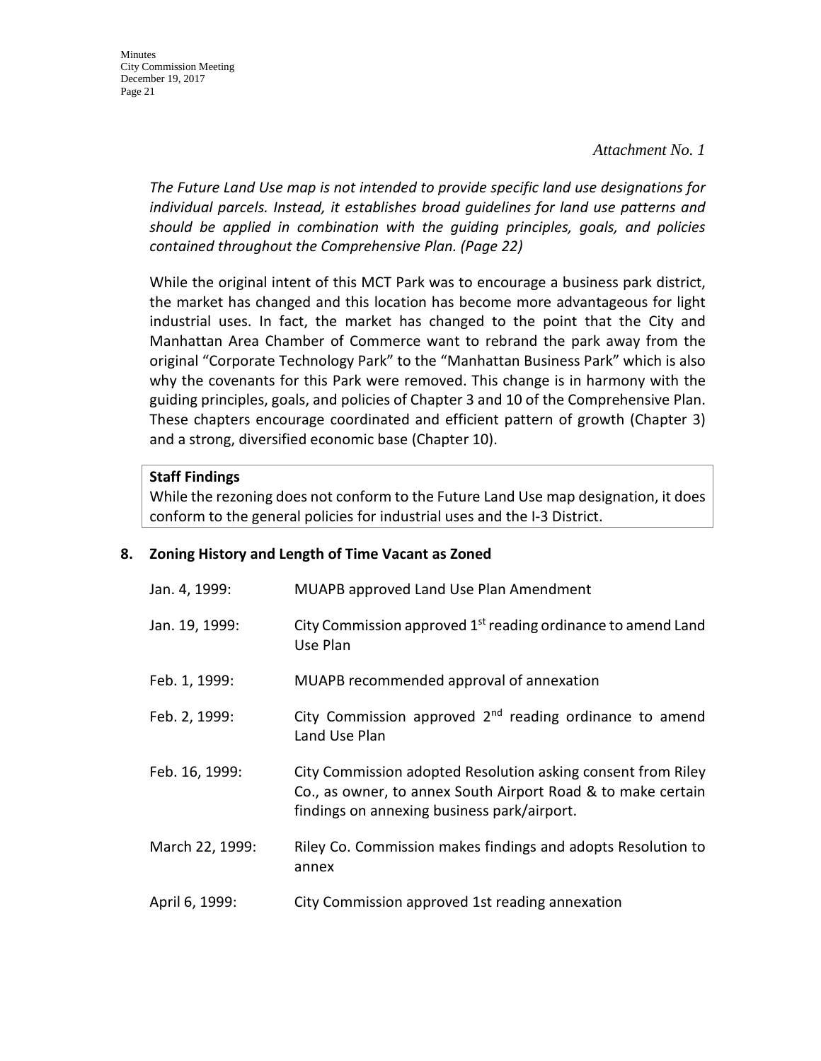*Attachment No. 1*

*The Future Land Use map is not intended to provide specific land use designations for individual parcels. Instead, it establishes broad guidelines for land use patterns and should be applied in combination with the guiding principles, goals, and policies contained throughout the Comprehensive Plan. (Page 22)*

While the original intent of this MCT Park was to encourage a business park district, the market has changed and this location has become more advantageous for light industrial uses. In fact, the market has changed to the point that the City and Manhattan Area Chamber of Commerce want to rebrand the park away from the original "Corporate Technology Park" to the "Manhattan Business Park" which is also why the covenants for this Park were removed. This change is in harmony with the guiding principles, goals, and policies of Chapter 3 and 10 of the Comprehensive Plan. These chapters encourage coordinated and efficient pattern of growth (Chapter 3) and a strong, diversified economic base (Chapter 10).

**Staff Findings**
While the rezoning does not conform to the Future Land Use map designation, it does conform to the general policies for industrial uses and the I-3 District.

**8. Zoning History and Length of Time Vacant as Zoned**

| | |
|---|---|
| Jan. 4, 1999: | MUAPB approved Land Use Plan Amendment |
| Jan. 19, 1999: | City Commission approved 1st reading ordinance to amend Land Use Plan |
| Feb. 1, 1999: | MUAPB recommended approval of annexation |
| Feb. 2, 1999: | City Commission approved 2nd reading ordinance to amend Land Use Plan |
| Feb. 16, 1999: | City Commission adopted Resolution asking consent from Riley Co., as owner, to annex South Airport Road & to make certain findings on annexing business park/airport. |
| March 22, 1999: | Riley Co. Commission makes findings and adopts Resolution to annex |
| April 6, 1999: | City Commission approved 1st reading annexation |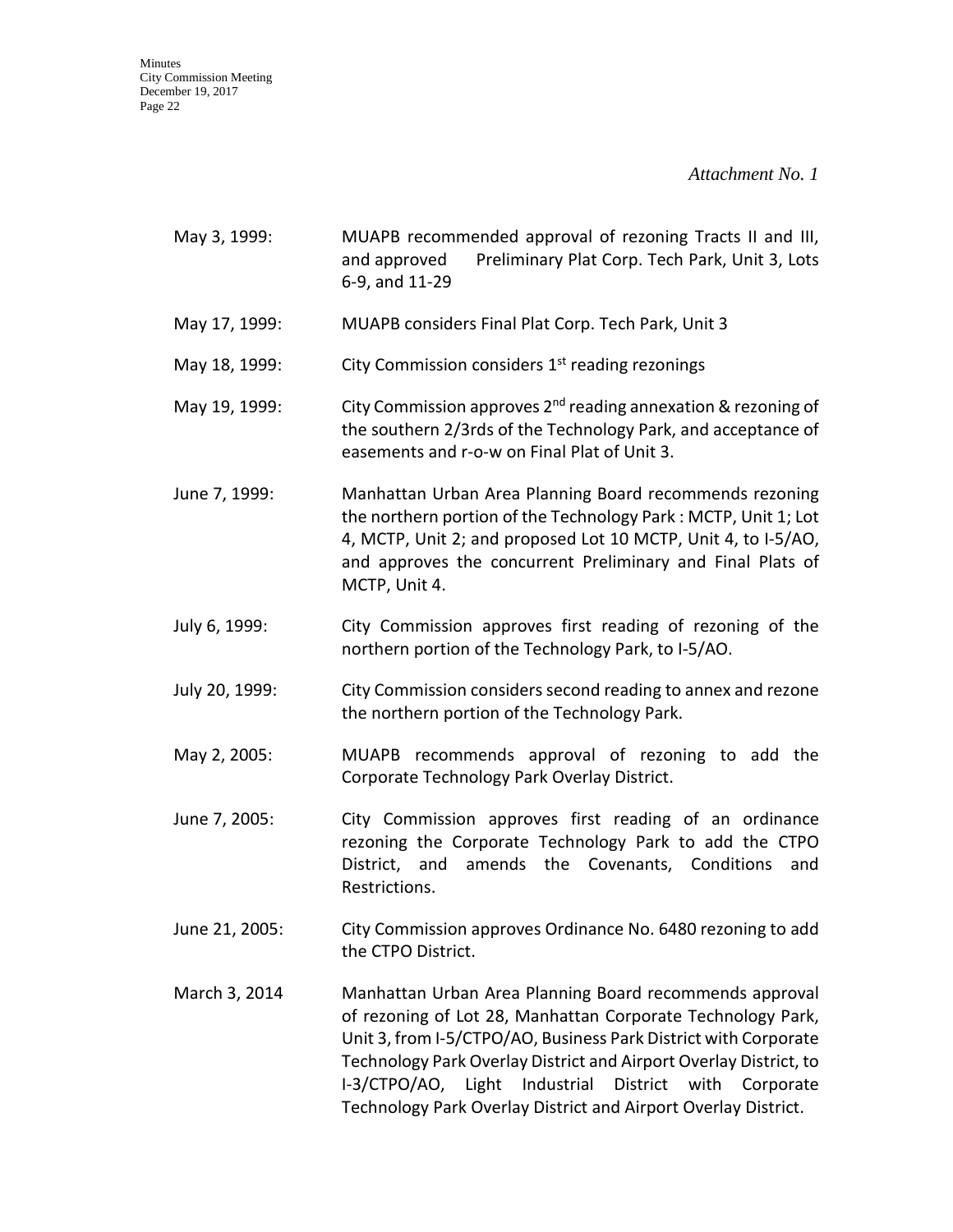*Attachment No. 1*

May 3, 1999: MUAPB recommended approval of rezoning Tracts II and III, and approved Preliminary Plat Corp. Tech Park, Unit 3, Lots 6-9, and 11-29

May 17, 1999: MUAPB considers Final Plat Corp. Tech Park, Unit 3

May 18, 1999: City Commission considers 1st reading rezonings

May 19, 1999: City Commission approves 2nd reading annexation & rezoning of the southern 2/3rds of the Technology Park, and acceptance of easements and r-o-w on Final Plat of Unit 3.

June 7, 1999: Manhattan Urban Area Planning Board recommends rezoning the northern portion of the Technology Park : MCTP, Unit 1; Lot 4, MCTP, Unit 2; and proposed Lot 10 MCTP, Unit 4, to I-5/AO, and approves the concurrent Preliminary and Final Plats of MCTP, Unit 4.

July 6, 1999: City Commission approves first reading of rezoning of the northern portion of the Technology Park, to I-5/AO.

July 20, 1999: City Commission considers second reading to annex and rezone the northern portion of the Technology Park.

May 2, 2005: MUAPB recommends approval of rezoning to add the Corporate Technology Park Overlay District.

June 7, 2005: City Commission approves first reading of an ordinance rezoning the Corporate Technology Park to add the CTPO District, and amends the Covenants, Conditions and Restrictions.

June 21, 2005: City Commission approves Ordinance No. 6480 rezoning to add the CTPO District.

March 3, 2014 Manhattan Urban Area Planning Board recommends approval of rezoning of Lot 28, Manhattan Corporate Technology Park, Unit 3, from I-5/CTPO/AO, Business Park District with Corporate Technology Park Overlay District and Airport Overlay District, to I-3/CTPO/AO, Light Industrial District with Corporate Technology Park Overlay District and Airport Overlay District.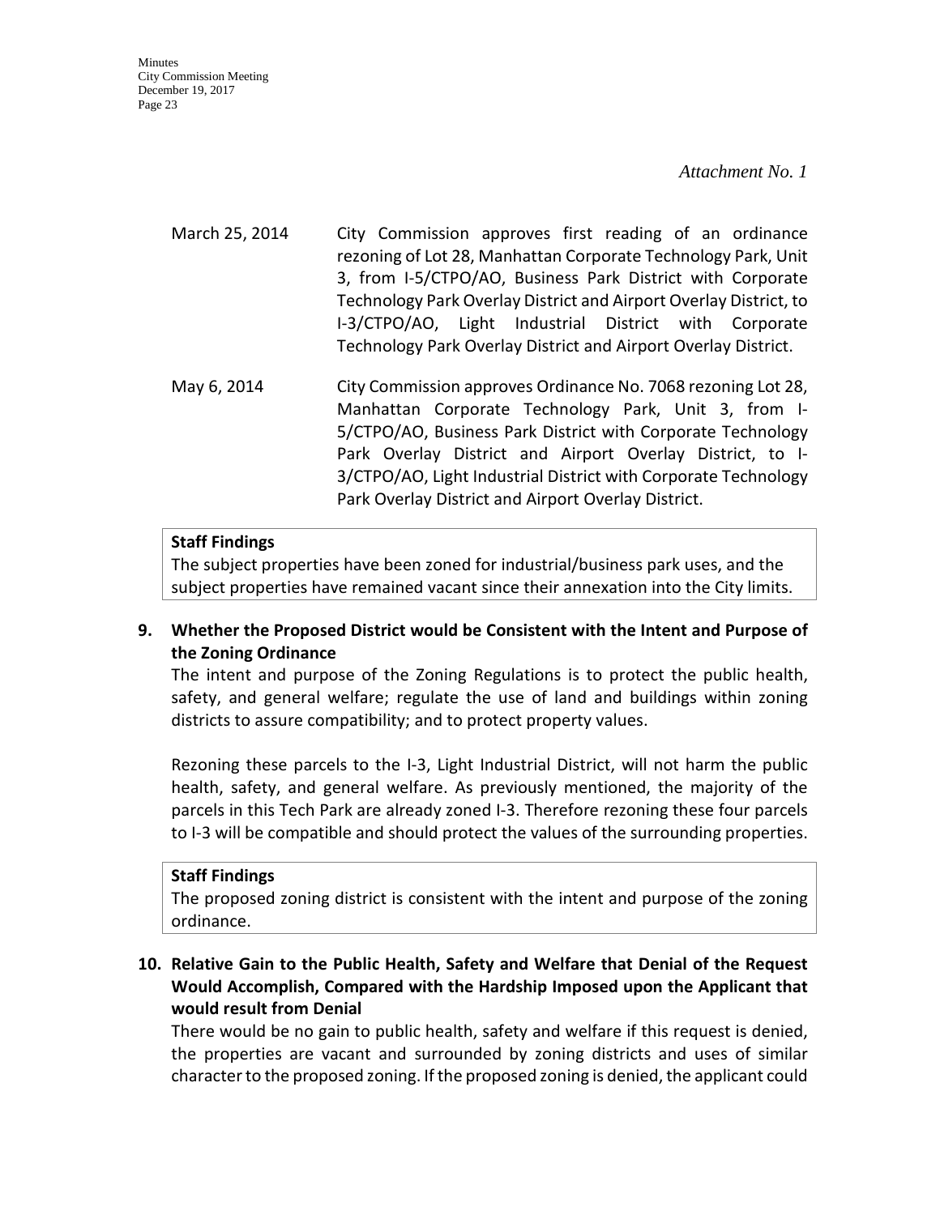*Attachment No. 1*

March 25, 2014 — City Commission approves first reading of an ordinance rezoning of Lot 28, Manhattan Corporate Technology Park, Unit 3, from I-5/CTPO/AO, Business Park District with Corporate Technology Park Overlay District and Airport Overlay District, to I-3/CTPO/AO, Light Industrial District with Corporate Technology Park Overlay District and Airport Overlay District.

May 6, 2014 — City Commission approves Ordinance No. 7068 rezoning Lot 28, Manhattan Corporate Technology Park, Unit 3, from I-5/CTPO/AO, Business Park District with Corporate Technology Park Overlay District and Airport Overlay District, to I-3/CTPO/AO, Light Industrial District with Corporate Technology Park Overlay District and Airport Overlay District.

**Staff Findings**
The subject properties have been zoned for industrial/business park uses, and the subject properties have remained vacant since their annexation into the City limits.

**9. Whether the Proposed District would be Consistent with the Intent and Purpose of the Zoning Ordinance**

The intent and purpose of the Zoning Regulations is to protect the public health, safety, and general welfare; regulate the use of land and buildings within zoning districts to assure compatibility; and to protect property values.

Rezoning these parcels to the I-3, Light Industrial District, will not harm the public health, safety, and general welfare. As previously mentioned, the majority of the parcels in this Tech Park are already zoned I-3. Therefore rezoning these four parcels to I-3 will be compatible and should protect the values of the surrounding properties.

**Staff Findings**
The proposed zoning district is consistent with the intent and purpose of the zoning ordinance.

**10. Relative Gain to the Public Health, Safety and Welfare that Denial of the Request Would Accomplish, Compared with the Hardship Imposed upon the Applicant that would result from Denial**

There would be no gain to public health, safety and welfare if this request is denied, the properties are vacant and surrounded by zoning districts and uses of similar character to the proposed zoning. If the proposed zoning is denied, the applicant could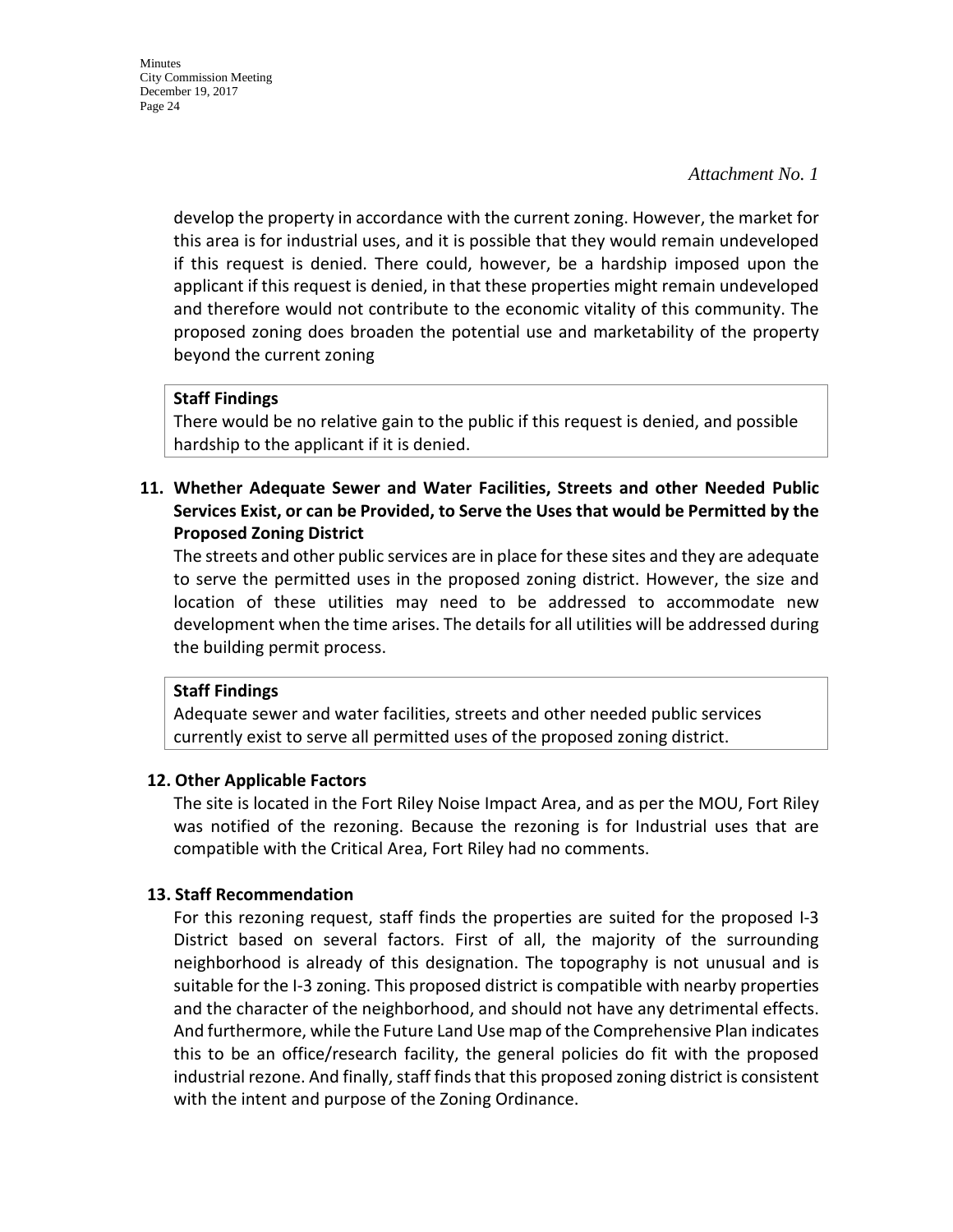*Attachment No. 1*

develop the property in accordance with the current zoning. However, the market for this area is for industrial uses, and it is possible that they would remain undeveloped if this request is denied. There could, however, be a hardship imposed upon the applicant if this request is denied, in that these properties might remain undeveloped and therefore would not contribute to the economic vitality of this community. The proposed zoning does broaden the potential use and marketability of the property beyond the current zoning

**Staff Findings**
There would be no relative gain to the public if this request is denied, and possible hardship to the applicant if it is denied.

**11. Whether Adequate Sewer and Water Facilities, Streets and other Needed Public Services Exist, or can be Provided, to Serve the Uses that would be Permitted by the Proposed Zoning District**

The streets and other public services are in place for these sites and they are adequate to serve the permitted uses in the proposed zoning district. However, the size and location of these utilities may need to be addressed to accommodate new development when the time arises. The details for all utilities will be addressed during the building permit process.

**Staff Findings**
Adequate sewer and water facilities, streets and other needed public services currently exist to serve all permitted uses of the proposed zoning district.

**12. Other Applicable Factors**

The site is located in the Fort Riley Noise Impact Area, and as per the MOU, Fort Riley was notified of the rezoning. Because the rezoning is for Industrial uses that are compatible with the Critical Area, Fort Riley had no comments.

**13. Staff Recommendation**

For this rezoning request, staff finds the properties are suited for the proposed I-3 District based on several factors. First of all, the majority of the surrounding neighborhood is already of this designation. The topography is not unusual and is suitable for the I-3 zoning. This proposed district is compatible with nearby properties and the character of the neighborhood, and should not have any detrimental effects. And furthermore, while the Future Land Use map of the Comprehensive Plan indicates this to be an office/research facility, the general policies do fit with the proposed industrial rezone. And finally, staff finds that this proposed zoning district is consistent with the intent and purpose of the Zoning Ordinance.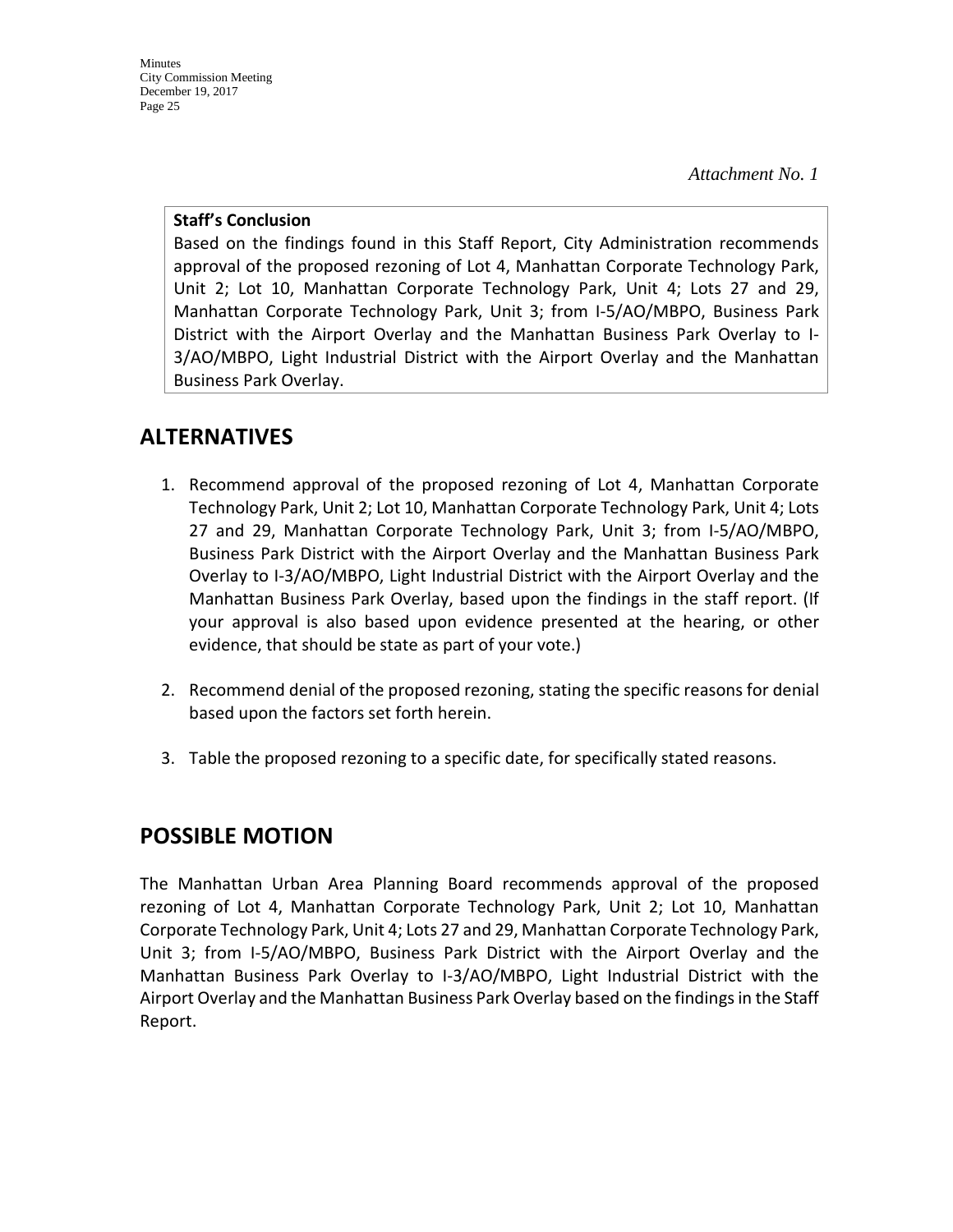*Attachment No. 1*

**Staff's Conclusion**

Based on the findings found in this Staff Report, City Administration recommends approval of the proposed rezoning of Lot 4, Manhattan Corporate Technology Park, Unit 2; Lot 10, Manhattan Corporate Technology Park, Unit 4; Lots 27 and 29, Manhattan Corporate Technology Park, Unit 3; from I-5/AO/MBPO, Business Park District with the Airport Overlay and the Manhattan Business Park Overlay to I-3/AO/MBPO, Light Industrial District with the Airport Overlay and the Manhattan Business Park Overlay.

## ALTERNATIVES

1. Recommend approval of the proposed rezoning of Lot 4, Manhattan Corporate Technology Park, Unit 2; Lot 10, Manhattan Corporate Technology Park, Unit 4; Lots 27 and 29, Manhattan Corporate Technology Park, Unit 3; from I-5/AO/MBPO, Business Park District with the Airport Overlay and the Manhattan Business Park Overlay to I-3/AO/MBPO, Light Industrial District with the Airport Overlay and the Manhattan Business Park Overlay, based upon the findings in the staff report. (If your approval is also based upon evidence presented at the hearing, or other evidence, that should be state as part of your vote.)

2. Recommend denial of the proposed rezoning, stating the specific reasons for denial based upon the factors set forth herein.

3. Table the proposed rezoning to a specific date, for specifically stated reasons.

## POSSIBLE MOTION

The Manhattan Urban Area Planning Board recommends approval of the proposed rezoning of Lot 4, Manhattan Corporate Technology Park, Unit 2; Lot 10, Manhattan Corporate Technology Park, Unit 4; Lots 27 and 29, Manhattan Corporate Technology Park, Unit 3; from I-5/AO/MBPO, Business Park District with the Airport Overlay and the Manhattan Business Park Overlay to I-3/AO/MBPO, Light Industrial District with the Airport Overlay and the Manhattan Business Park Overlay based on the findings in the Staff Report.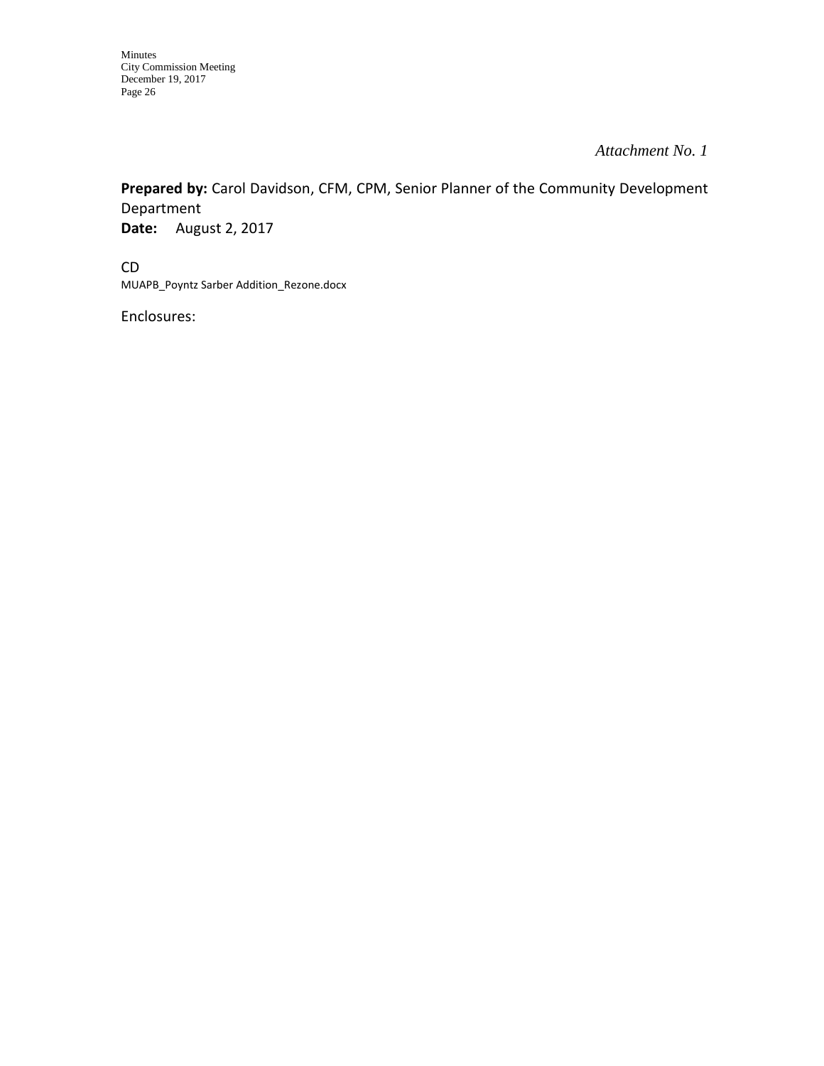*Attachment No. 1*

**Prepared by:** Carol Davidson, CFM, CPM, Senior Planner of the Community Development Department

**Date:** August 2, 2017

CD

MUAPB_Poyntz Sarber Addition_Rezone.docx

Enclosures: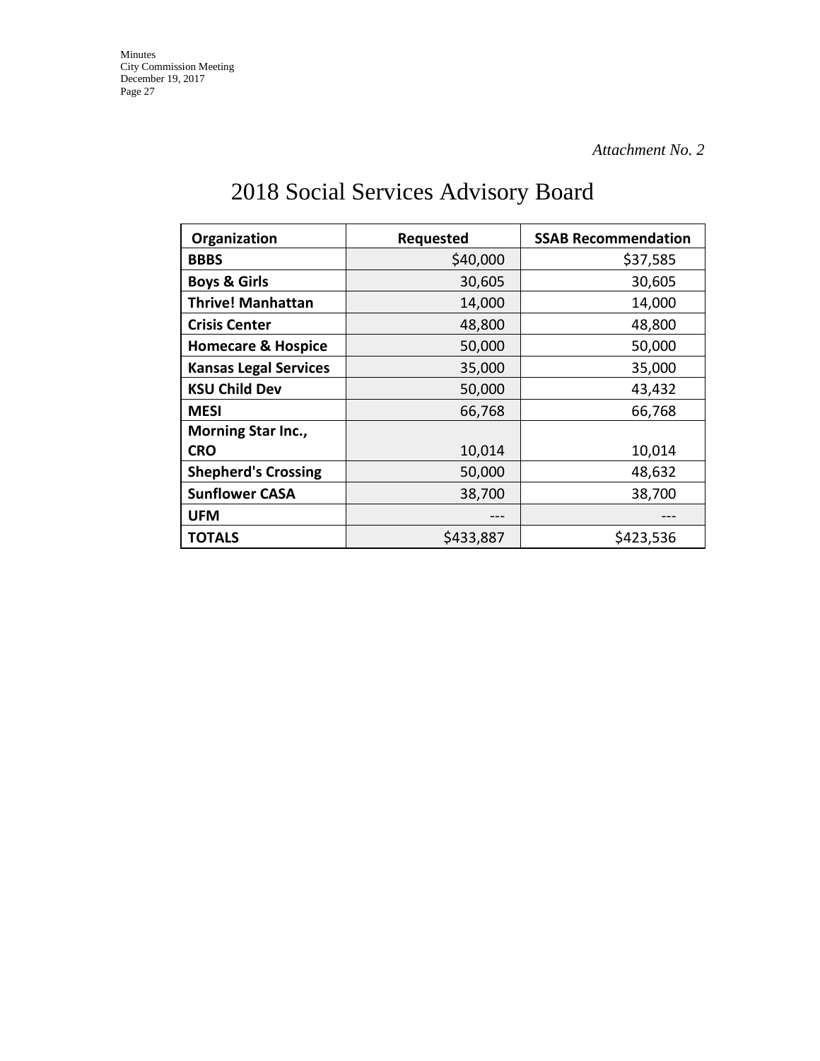*Attachment No. 2*

# 2018 Social Services Advisory Board

| Organization | Requested | SSAB Recommendation |
|---|---|---|
| **BBBS** | $40,000 | $37,585 |
| **Boys & Girls** | 30,605 | 30,605 |
| **Thrive! Manhattan** | 14,000 | 14,000 |
| **Crisis Center** | 48,800 | 48,800 |
| **Homecare & Hospice** | 50,000 | 50,000 |
| **Kansas Legal Services** | 35,000 | 35,000 |
| **KSU Child Dev** | 50,000 | 43,432 |
| **MESI** | 66,768 | 66,768 |
| **Morning Star Inc., CRO** | 10,014 | 10,014 |
| **Shepherd's Crossing** | 50,000 | 48,632 |
| **Sunflower CASA** | 38,700 | 38,700 |
| **UFM** | --- | --- |
| **TOTALS** | $433,887 | $423,536 |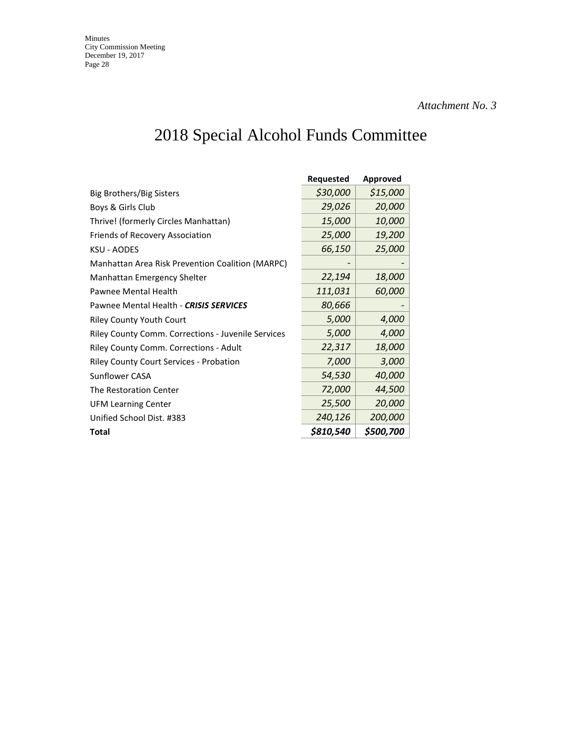*Attachment No. 3*

# 2018 Special Alcohol Funds Committee

| | Requested | Approved |
|---|---|---|
| Big Brothers/Big Sisters | *$30,000* | *$15,000* |
| Boys & Girls Club | *29,026* | *20,000* |
| Thrive! (formerly Circles Manhattan) | *15,000* | *10,000* |
| Friends of Recovery Association | *25,000* | *19,200* |
| KSU - AODES | *66,150* | *25,000* |
| Manhattan Area Risk Prevention Coalition (MARPC) | - | - |
| Manhattan Emergency Shelter | *22,194* | *18,000* |
| Pawnee Mental Health | *111,031* | *60,000* |
| Pawnee Mental Health - ***CRISIS SERVICES*** | *80,666* | - |
| Riley County Youth Court | *5,000* | *4,000* |
| Riley County Comm. Corrections - Juvenile Services | *5,000* | *4,000* |
| Riley County Comm. Corrections - Adult | *22,317* | *18,000* |
| Riley County Court Services - Probation | *7,000* | *3,000* |
| Sunflower CASA | *54,530* | *40,000* |
| The Restoration Center | *72,000* | *44,500* |
| UFM Learning Center | *25,500* | *20,000* |
| Unified School Dist. #383 | *240,126* | *200,000* |
| **Total** | ***$810,540*** | ***$500,700*** |